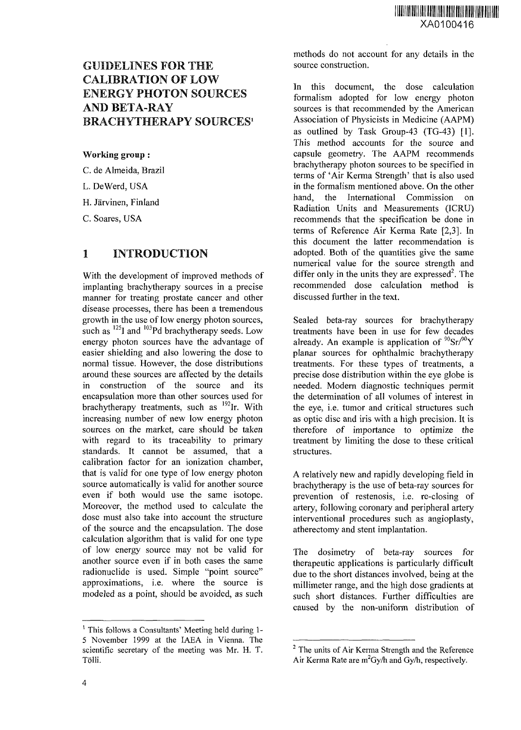# GUIDELINES FOR THE CALIBRATION OF LOW ENERGY PHOTON SOURCES AND BETA-RAY BRACHYTHERAPY SOURCES[1]

**Working group :**

C. de Almeida, Brazil

L. DeWerd, USA

H. Järvinen, Finland

C. Soares, USA

## 1 INTRODUCTION

With the development of improved methods of implanting brachytherapy sources in a precise manner for treating prostate cancer and other disease processes, there has been a tremendous growth in the use of low energy photon sources, such as $^{125}I$ and $^{103}Pd$ brachytherapy seeds. Low energy photon sources have the advantage of easier shielding and also lowering the dose to normal tissue. However, the dose distributions around these sources are affected by the details in construction of the source and its encapsulation more than other sources used for brachytherapy treatments, such as $^{192}Ir$. With increasing number of new low energy photon sources on the market, care should be taken with regard to its traceability to primary standards. It cannot be assumed, that a calibration factor for an ionization chamber, that is valid for one type of low energy photon source automatically is valid for another source even if both would use the same isotope. Moreover, the method used to calculate the dose must also take into account the structure of the source and the encapsulation. The dose calculation algorithm that is valid for one type of low energy source may not be valid for another source even if in both cases the same radionuclide is used. Simple "point source" approximations, i.e. where the source is modeled as a point, should be avoided, as such methods do not account for any details in the source construction.

In this document, the dose calculation formalism adopted for low energy photon sources is that recommended by the American Association of Physicists in Medicine (AAPM) as outlined by Task Group-43 (TG-43) [1]. This method accounts for the source and capsule geometry. The AAPM recommends brachytherapy photon sources to be specified in terms of 'Air Kerma Strength' that is also used in the formalism mentioned above. On the other hand, the International Commission on Radiation Units and Measurements (ICRU) recommends that the specification be done in terms of Reference Air Kerma Rate [2,3]. In this document the latter recommendation is adopted. Both of the quantities give the same numerical value for the source strength and differ only in the units they are expressed[2]. The recommended dose calculation method is discussed further in the text.

Sealed beta-ray sources for brachytherapy treatments have been in use for few decades already. An example is application of $^{90}Sr/^{90}Y$ planar sources for ophthalmic brachytherapy treatments. For these types of treatments, a precise dose distribution within the eye globe is needed. Modern diagnostic techniques permit the determination of all volumes of interest in the eye, i.e. tumor and critical structures such as optic disc and iris with a high precision. It is therefore of importance to optimize the treatment by limiting the dose to these critical structures.

A relatively new and rapidly developing field in brachytherapy is the use of beta-ray sources for prevention of restenosis, i.e. re-closing of artery, following coronary and peripheral artery interventional procedures such as angioplasty, atherectomy and stent implantation.

The dosimetry of beta-ray sources for therapeutic applications is particularly difficult due to the short distances involved, being at the millimeter range, and the high dose gradients at such short distances. Further difficulties are caused by the non-uniform distribution of

---

[1] This follows a Consultants' Meeting held during 1-5 November 1999 at the IAEA in Vienna. The scientific secretary of the meeting was Mr. H. T. Tölli.

[2] The units of Air Kerma Strength and the Reference Air Kerma Rate are $m^2Gy/h$ and $Gy/h$, respectively.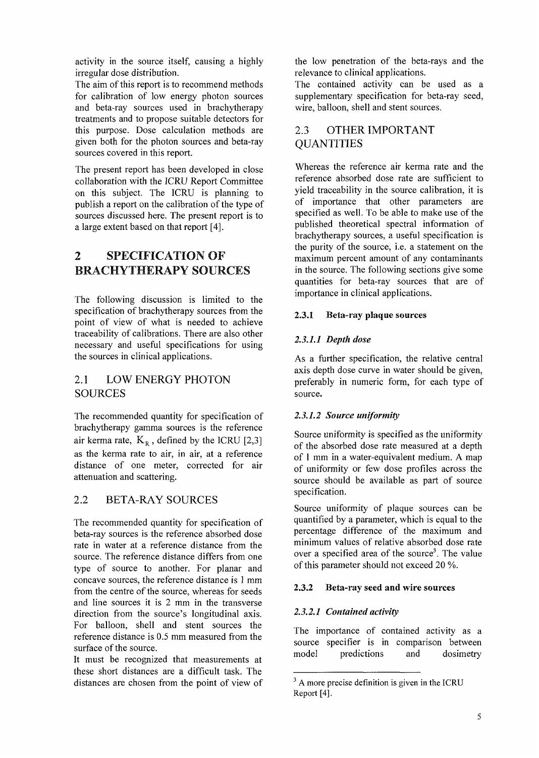activity in the source itself, causing a highly irregular dose distribution.

The aim of this report is to recommend methods for calibration of low energy photon sources and beta-ray sources used in brachytherapy treatments and to propose suitable detectors for this purpose. Dose calculation methods are given both for the photon sources and beta-ray sources covered in this report.

The present report has been developed in close collaboration with the ICRU Report Committee on this subject. The ICRU is planning to publish a report on the calibration of the type of sources discussed here. The present report is to a large extent based on that report [4].

# 2 SPECIFICATION OF BRACHYTHERAPY SOURCES

The following discussion is limited to the specification of brachytherapy sources from the point of view of what is needed to achieve traceability of calibrations. There are also other necessary and useful specifications for using the sources in clinical applications.

## 2.1 LOW ENERGY PHOTON SOURCES

The recommended quantity for specification of brachytherapy gamma sources is the reference air kerma rate, $\dot{K}_R$, defined by the ICRU [2,3] as the kerma rate to air, in air, at a reference distance of one meter, corrected for air attenuation and scattering.

## 2.2 BETA-RAY SOURCES

The recommended quantity for specification of beta-ray sources is the reference absorbed dose rate in water at a reference distance from the source. The reference distance differs from one type of source to another. For planar and concave sources, the reference distance is 1 mm from the centre of the source, whereas for seeds and line sources it is 2 mm in the transverse direction from the source's longitudinal axis. For balloon, shell and stent sources the reference distance is 0.5 mm measured from the surface of the source.

It must be recognized that measurements at these short distances are a difficult task. The distances are chosen from the point of view of the low penetration of the beta-rays and the relevance to clinical applications.

The contained activity can be used as a supplementary specification for beta-ray seed, wire, balloon, shell and stent sources.

## 2.3 OTHER IMPORTANT QUANTITIES

Whereas the reference air kerma rate and the reference absorbed dose rate are sufficient to yield traceability in the source calibration, it is of importance that other parameters are specified as well. To be able to make use of the published theoretical spectral information of brachytherapy sources, a useful specification is the purity of the source, i.e. a statement on the maximum percent amount of any contaminants in the source. The following sections give some quantities for beta-ray sources that are of importance in clinical applications.

### 2.3.1 Beta-ray plaque sources

#### *2.3.1.1 Depth dose*

As a further specification, the relative central axis depth dose curve in water should be given, preferably in numeric form, for each type of source.

#### *2.3.1.2 Source uniformity*

Source uniformity is specified as the uniformity of the absorbed dose rate measured at a depth of 1 mm in a water-equivalent medium. A map of uniformity or few dose profiles across the source should be available as part of source specification.

Source uniformity of plaque sources can be quantified by a parameter, which is equal to the percentage difference of the maximum and minimum values of relative absorbed dose rate over a specified area of the source[3]. The value of this parameter should not exceed 20 %.

### 2.3.2 Beta-ray seed and wire sources

#### *2.3.2.1 Contained activity*

The importance of contained activity as a source specifier is in comparison between model predictions and dosimetry

[3] A more precise definition is given in the ICRU Report [4].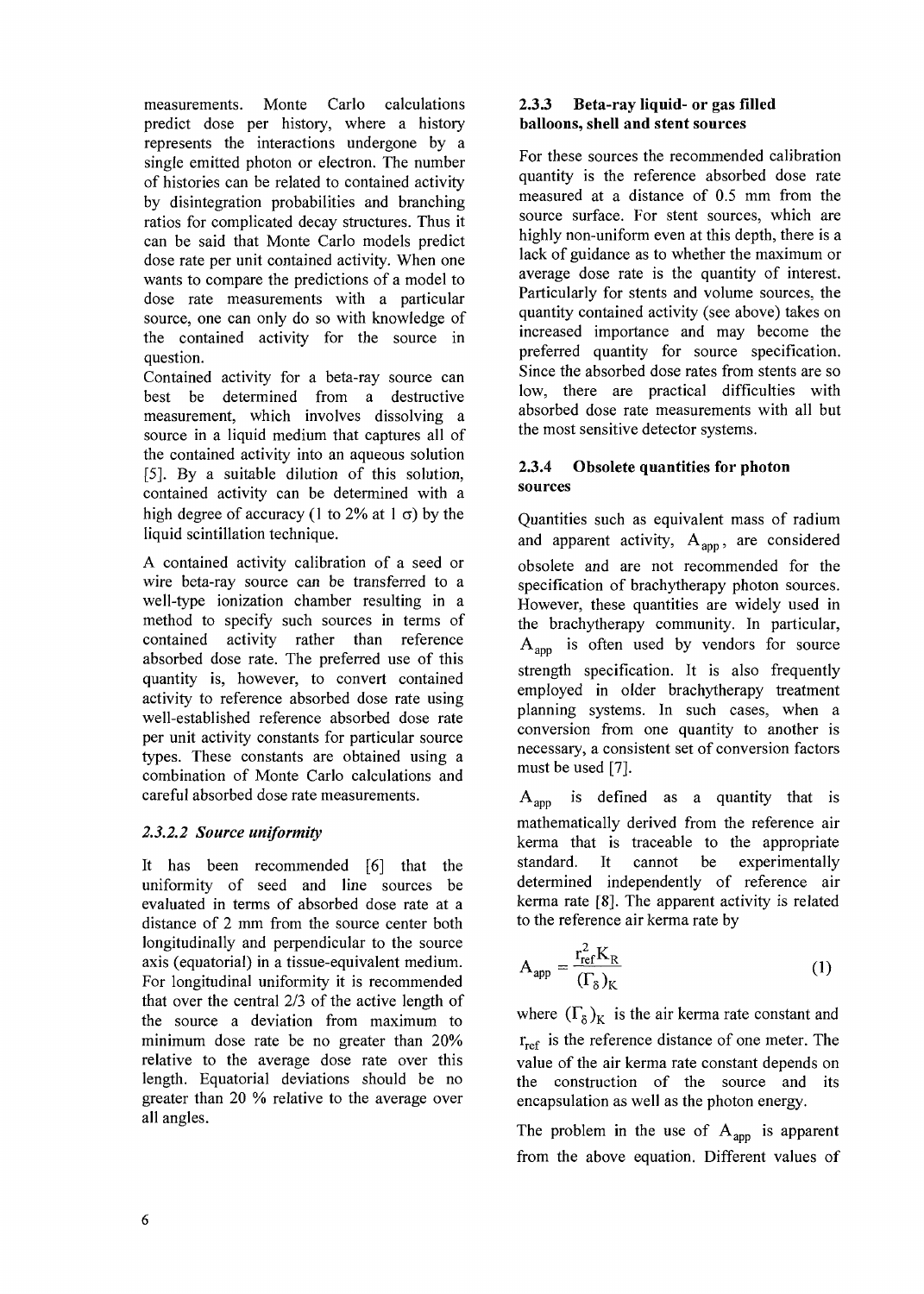measurements. Monte Carlo calculations predict dose per history, where a history represents the interactions undergone by a single emitted photon or electron. The number of histories can be related to contained activity by disintegration probabilities and branching ratios for complicated decay structures. Thus it can be said that Monte Carlo models predict dose rate per unit contained activity. When one wants to compare the predictions of a model to dose rate measurements with a particular source, one can only do so with knowledge of the contained activity for the source in question.

Contained activity for a beta-ray source can best be determined from a destructive measurement, which involves dissolving a source in a liquid medium that captures all of the contained activity into an aqueous solution [5]. By a suitable dilution of this solution, contained activity can be determined with a high degree of accuracy (1 to 2% at 1 $\sigma$) by the liquid scintillation technique.

A contained activity calibration of a seed or wire beta-ray source can be transferred to a well-type ionization chamber resulting in a method to specify such sources in terms of contained activity rather than reference absorbed dose rate. The preferred use of this quantity is, however, to convert contained activity to reference absorbed dose rate using well-established reference absorbed dose rate per unit activity constants for particular source types. These constants are obtained using a combination of Monte Carlo calculations and careful absorbed dose rate measurements.

#### *2.3.2.2 Source uniformity*

It has been recommended [6] that the uniformity of seed and line sources be evaluated in terms of absorbed dose rate at a distance of 2 mm from the source center both longitudinally and perpendicular to the source axis (equatorial) in a tissue-equivalent medium. For longitudinal uniformity it is recommended that over the central 2/3 of the active length of the source a deviation from maximum to minimum dose rate be no greater than 20% relative to the average dose rate over this length. Equatorial deviations should be no greater than 20 % relative to the average over all angles.

### 2.3.3 Beta-ray liquid- or gas filled balloons, shell and stent sources

For these sources the recommended calibration quantity is the reference absorbed dose rate measured at a distance of 0.5 mm from the source surface. For stent sources, which are highly non-uniform even at this depth, there is a lack of guidance as to whether the maximum or average dose rate is the quantity of interest. Particularly for stents and volume sources, the quantity contained activity (see above) takes on increased importance and may become the preferred quantity for source specification. Since the absorbed dose rates from stents are so low, there are practical difficulties with absorbed dose rate measurements with all but the most sensitive detector systems.

### 2.3.4 Obsolete quantities for photon sources

Quantities such as equivalent mass of radium and apparent activity, $A_{app}$, are considered obsolete and are not recommended for the specification of brachytherapy photon sources. However, these quantities are widely used in the brachytherapy community. In particular, $A_{app}$ is often used by vendors for source strength specification. It is also frequently employed in older brachytherapy treatment planning systems. In such cases, when a conversion from one quantity to another is necessary, a consistent set of conversion factors must be used [7].

$A_{app}$ is defined as a quantity that is mathematically derived from the reference air kerma that is traceable to the appropriate standard. It cannot be experimentally determined independently of reference air kerma rate [8]. The apparent activity is related to the reference air kerma rate by

$$A_{app} = \frac{r_{ref}^2 K_R}{(\Gamma_\delta)_K} \qquad (1)$$

where $(\Gamma_\delta)_K$ is the air kerma rate constant and $r_{ref}$ is the reference distance of one meter. The value of the air kerma rate constant depends on the construction of the source and its encapsulation as well as the photon energy.

The problem in the use of $A_{app}$ is apparent from the above equation. Different values of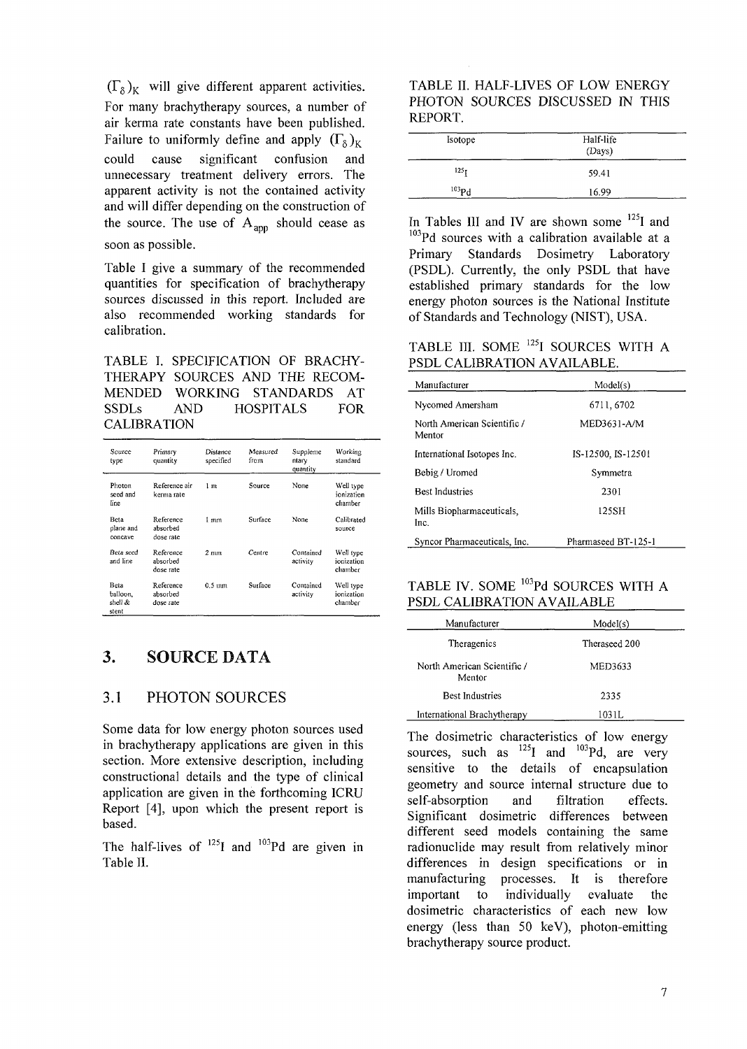$(\Gamma_\delta)_K$ will give different apparent activities. For many brachytherapy sources, a number of air kerma rate constants have been published. Failure to uniformly define and apply $(\Gamma_\delta)_K$ could cause significant confusion and unnecessary treatment delivery errors. The apparent activity is not the contained activity and will differ depending on the construction of the source. The use of $A_{app}$ should cease as soon as possible.

Table I give a summary of the recommended quantities for specification of brachytherapy sources discussed in this report. Included are also recommended working standards for calibration.

TABLE I. SPECIFICATION OF BRACHYTHERAPY SOURCES AND THE RECOMMENDED WORKING STANDARDS AT SSDLs AND HOSPITALS FOR CALIBRATION

| Source type | Primary quantity | Distance specified | Measured from | Supplementary quantity | Working standard |
|---|---|---|---|---|---|
| Photon seed and line | Reference air kerma rate | 1 m | Source | None | Well type ionization chamber |
| Beta plane and concave | Reference absorbed dose rate | 1 mm | Surface | None | Calibrated source |
| Beta seed and line | Reference absorbed dose rate | 2 mm | Centre | Contained activity | Well type ionization chamber |
| Beta balloon, shell & stent | Reference absorbed dose rate | 0.5 mm | Surface | Contained activity | Well type ionization chamber |

# 3. SOURCE DATA

## 3.1 PHOTON SOURCES

Some data for low energy photon sources used in brachytherapy applications are given in this section. More extensive description, including constructional details and the type of clinical application are given in the forthcoming ICRU Report [4], upon which the present report is based.

The half-lives of $^{125}$I and $^{103}$Pd are given in Table II.

TABLE II. HALF-LIVES OF LOW ENERGY PHOTON SOURCES DISCUSSED IN THIS REPORT.

| Isotope | Half-life (Days) |
|---|---|
| $^{125}$I | 59.41 |
| $^{103}$Pd | 16.99 |

In Tables III and IV are shown some $^{125}$I and $^{103}$Pd sources with a calibration available at a Primary Standards Dosimetry Laboratory (PSDL). Currently, the only PSDL that have established primary standards for the low energy photon sources is the National Institute of Standards and Technology (NIST), USA.

TABLE III. SOME $^{125}$I SOURCES WITH A PSDL CALIBRATION AVAILABLE.

| Manufacturer | Model(s) |
|---|---|
| Nycomed Amersham | 6711, 6702 |
| North American Scientific / Mentor | MED3631-A/M |
| International Isotopes Inc. | IS-12500, IS-12501 |
| Bebig / Uromed | Symmetra |
| Best Industries | 2301 |
| Mills Biopharmaceuticals, Inc. | 125SH |
| Syncor Pharmaceuticals, Inc. | Pharmaseed BT-125-1 |

TABLE IV. SOME $^{103}$Pd SOURCES WITH A PSDL CALIBRATION AVAILABLE

| Manufacturer | Model(s) |
|---|---|
| Theragenics | Theraseed 200 |
| North American Scientific / Mentor | MED3633 |
| Best Industries | 2335 |
| International Brachytherapy | 1031L |

The dosimetric characteristics of low energy sources, such as $^{125}$I and $^{103}$Pd, are very sensitive to the details of encapsulation geometry and source internal structure due to self-absorption and filtration effects. Significant dosimetric differences between different seed models containing the same radionuclide may result from relatively minor differences in design specifications or in manufacturing processes. It is therefore important to individually evaluate the dosimetric characteristics of each new low energy (less than 50 keV), photon-emitting brachytherapy source product.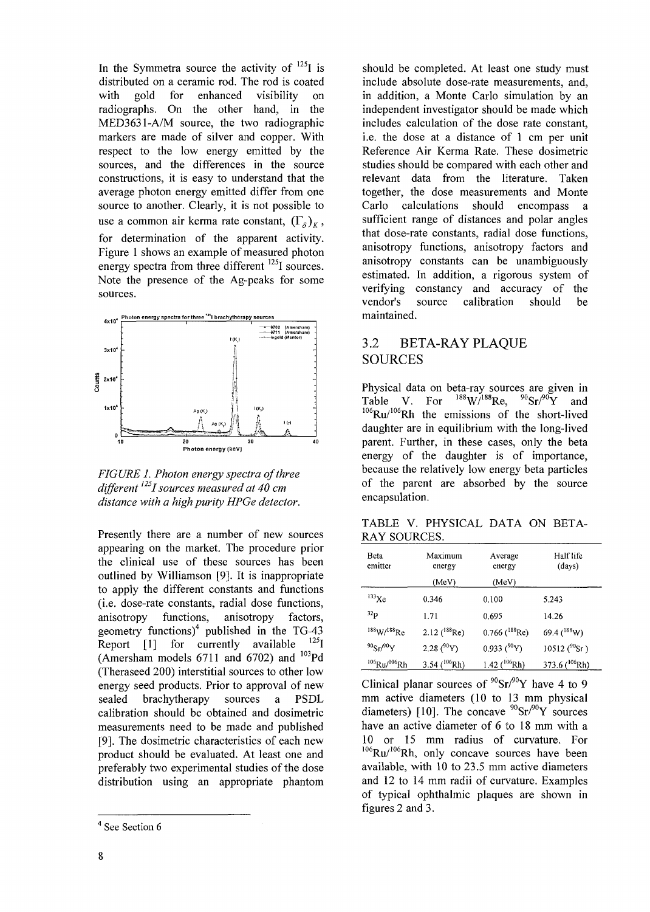In the Symmetra source the activity of $^{125}$I is distributed on a ceramic rod. The rod is coated with gold for enhanced visibility on radiographs. On the other hand, in the MED3631-A/M source, the two radiographic markers are made of silver and copper. With respect to the low energy emitted by the sources, and the differences in the source constructions, it is easy to understand that the average photon energy emitted differ from one source to another. Clearly, it is not possible to use a common air kerma rate constant, $(\Gamma_\delta)_K$, for determination of the apparent activity. Figure 1 shows an example of measured photon energy spectra from three different $^{125}$I sources. Note the presence of the Ag-peaks for some sources.

*FIGURE 1. Photon energy spectra of three different $^{125}$I sources measured at 40 cm distance with a high purity HPGe detector.*

Presently there are a number of new sources appearing on the market. The procedure prior the clinical use of these sources has been outlined by Williamson [9]. It is inappropriate to apply the different constants and functions (i.e. dose-rate constants, radial dose functions, anisotropy functions, anisotropy factors, geometry functions)[4] published in the TG-43 Report [1] for currently available $^{125}$I (Amersham models 6711 and 6702) and $^{103}$Pd (Theraseed 200) interstitial sources to other low energy seed products. Prior to approval of new sealed brachytherapy sources a PSDL calibration should be obtained and dosimetric measurements need to be made and published [9]. The dosimetric characteristics of each new product should be evaluated. At least one and preferably two experimental studies of the dose distribution using an appropriate phantom should be completed. At least one study must include absolute dose-rate measurements, and, in addition, a Monte Carlo simulation by an independent investigator should be made which includes calculation of the dose rate constant, i.e. the dose at a distance of 1 cm per unit Reference Air Kerma Rate. These dosimetric studies should be compared with each other and relevant data from the literature. Taken together, the dose measurements and Monte Carlo calculations should encompass a sufficient range of distances and polar angles that dose-rate constants, radial dose functions, anisotropy functions, anisotropy factors and anisotropy constants can be unambiguously estimated. In addition, a rigorous system of verifying constancy and accuracy of the vendor's source calibration should be maintained.

## 3.2 BETA-RAY PLAQUE SOURCES

Physical data on beta-ray sources are given in Table V. For $^{188}$W/$^{188}$Re, $^{90}$Sr/$^{90}$Y and $^{106}$Ru/$^{106}$Rh the emissions of the short-lived daughter are in equilibrium with the long-lived parent. Further, in these cases, only the beta energy of the daughter is of importance, because the relatively low energy beta particles of the parent are absorbed by the source encapsulation.

TABLE V. PHYSICAL DATA ON BETA-RAY SOURCES.

| Beta emitter | Maximum energy (MeV) | Average energy (MeV) | Half life (days) |
|---|---|---|---|
| $^{133}$Xe | 0.346 | 0.100 | 5.243 |
| $^{32}$P | 1.71 | 0.695 | 14.26 |
| $^{188}$W/$^{188}$Re | 2.12 ($^{188}$Re) | 0.766 ($^{188}$Re) | 69.4 ($^{188}$W) |
| $^{90}$Sr/$^{90}$Y | 2.28 ($^{90}$Y) | 0.933 ($^{90}$Y) | 10512 ($^{90}$Sr) |
| $^{106}$Ru/$^{106}$Rh | 3.54 ($^{106}$Rh) | 1.42 ($^{106}$Rh) | 373.6 ($^{106}$Rh) |

Clinical planar sources of $^{90}$Sr/$^{90}$Y have 4 to 9 mm active diameters (10 to 13 mm physical diameters) [10]. The concave $^{90}$Sr/$^{90}$Y sources have an active diameter of 6 to 18 mm with a 10 or 15 mm radius of curvature. For $^{106}$Ru/$^{106}$Rh, only concave sources have been available, with 10 to 23.5 mm active diameters and 12 to 14 mm radii of curvature. Examples of typical ophthalmic plaques are shown in figures 2 and 3.

[4] See Section 6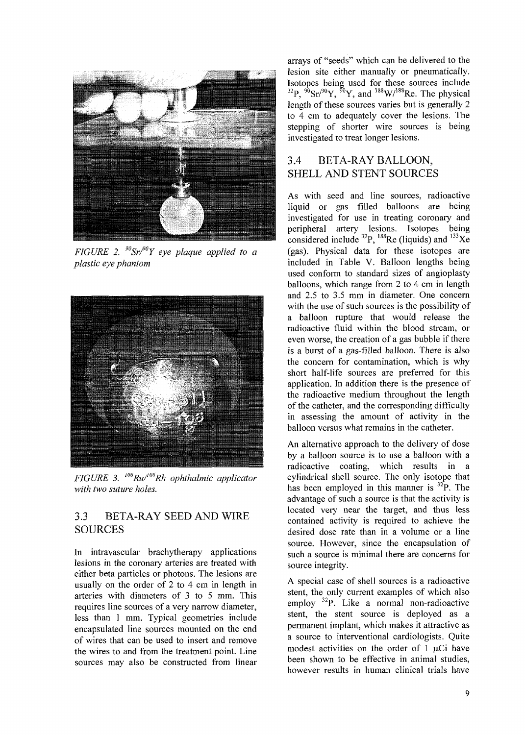*FIGURE 2. $^{90}Sr/^{90}Y$ eye plaque applied to a plastic eye phantom*

*FIGURE 3. $^{106}Ru/^{106}Rh$ ophthalmic applicator with two suture holes.*

## 3.3 BETA-RAY SEED AND WIRE SOURCES

In intravascular brachytherapy applications lesions in the coronary arteries are treated with either beta particles or photons. The lesions are usually on the order of 2 to 4 cm in length in arteries with diameters of 3 to 5 mm. This requires line sources of a very narrow diameter, less than 1 mm. Typical geometries include encapsulated line sources mounted on the end of wires that can be used to insert and remove the wires to and from the treatment point. Line sources may also be constructed from linear arrays of "seeds" which can be delivered to the lesion site either manually or pneumatically. Isotopes being used for these sources include $^{32}P$, $^{90}Sr/^{90}Y$, $^{90}Y$, and $^{188}W/^{188}Re$. The physical length of these sources varies but is generally 2 to 4 cm to adequately cover the lesions. The stepping of shorter wire sources is being investigated to treat longer lesions.

## 3.4 BETA-RAY BALLOON, SHELL AND STENT SOURCES

As with seed and line sources, radioactive liquid or gas filled balloons are being investigated for use in treating coronary and peripheral artery lesions. Isotopes being considered include $^{32}P$, $^{188}Re$ (liquids) and $^{133}Xe$ (gas). Physical data for these isotopes are included in Table V. Balloon lengths being used conform to standard sizes of angioplasty balloons, which range from 2 to 4 cm in length and 2.5 to 3.5 mm in diameter. One concern with the use of such sources is the possibility of a balloon rupture that would release the radioactive fluid within the blood stream, or even worse, the creation of a gas bubble if there is a burst of a gas-filled balloon. There is also the concern for contamination, which is why short half-life sources are preferred for this application. In addition there is the presence of the radioactive medium throughout the length of the catheter, and the corresponding difficulty in assessing the amount of activity in the balloon versus what remains in the catheter.

An alternative approach to the delivery of dose by a balloon source is to use a balloon with a radioactive coating, which results in a cylindrical shell source. The only isotope that has been employed in this manner is $^{32}P$. The advantage of such a source is that the activity is located very near the target, and thus less contained activity is required to achieve the desired dose rate than in a volume or a line source. However, since the encapsulation of such a source is minimal there are concerns for source integrity.

A special case of shell sources is a radioactive stent, the only current examples of which also employ $^{32}P$. Like a normal non-radioactive stent, the stent source is deployed as a permanent implant, which makes it attractive as a source to interventional cardiologists. Quite modest activities on the order of 1 μCi have been shown to be effective in animal studies, however results in human clinical trials have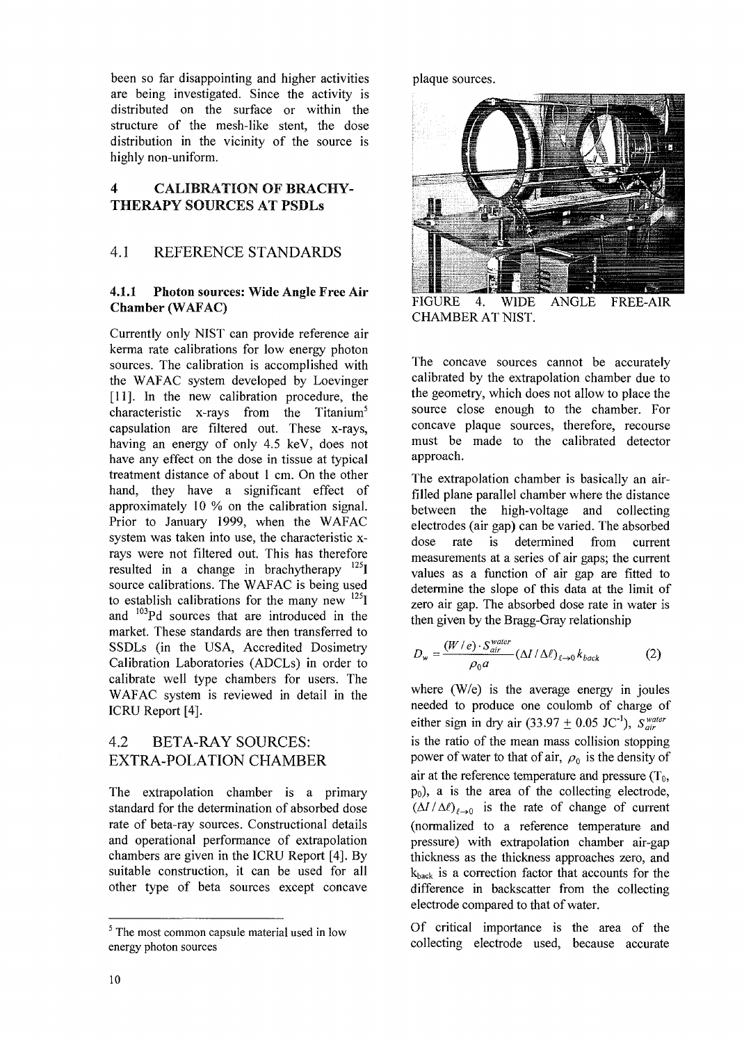been so far disappointing and higher activities are being investigated. Since the activity is distributed on the surface or within the structure of the mesh-like stent, the dose distribution in the vicinity of the source is highly non-uniform.

## 4 CALIBRATION OF BRACHY-THERAPY SOURCES AT PSDLs

### 4.1 REFERENCE STANDARDS

#### 4.1.1 Photon sources: Wide Angle Free Air Chamber (WAFAC)

Currently only NIST can provide reference air kerma rate calibrations for low energy photon sources. The calibration is accomplished with the WAFAC system developed by Loevinger [11]. In the new calibration procedure, the characteristic x-rays from the Titanium[5] capsulation are filtered out. These x-rays, having an energy of only 4.5 keV, does not have any effect on the dose in tissue at typical treatment distance of about 1 cm. On the other hand, they have a significant effect of approximately 10 % on the calibration signal. Prior to January 1999, when the WAFAC system was taken into use, the characteristic x-rays were not filtered out. This has therefore resulted in a change in brachytherapy $^{125}I$ source calibrations. The WAFAC is being used to establish calibrations for the many new $^{125}I$ and $^{103}Pd$ sources that are introduced in the market. These standards are then transferred to SSDLs (in the USA, Accredited Dosimetry Calibration Laboratories (ADCLs) in order to calibrate well type chambers for users. The WAFAC system is reviewed in detail in the ICRU Report [4].

### 4.2 BETA-RAY SOURCES: EXTRA-POLATION CHAMBER

The extrapolation chamber is a primary standard for the determination of absorbed dose rate of beta-ray sources. Constructional details and operational performance of extrapolation chambers are given in the ICRU Report [4]. By suitable construction, it can be used for all other type of beta sources except concave plaque sources.

FIGURE 4. WIDE ANGLE FREE-AIR CHAMBER AT NIST.

The concave sources cannot be accurately calibrated by the extrapolation chamber due to the geometry, which does not allow to place the source close enough to the chamber. For concave plaque sources, therefore, recourse must be made to the calibrated detector approach.

The extrapolation chamber is basically an air-filled plane parallel chamber where the distance between the high-voltage and collecting electrodes (air gap) can be varied. The absorbed dose rate is determined from current measurements at a series of air gaps; the current values as a function of air gap are fitted to determine the slope of this data at the limit of zero air gap. The absorbed dose rate in water is then given by the Bragg-Gray relationship

$$D_w = \frac{(W/e) \cdot S_{air}^{water}}{\rho_0 a} (\Delta I / \Delta \ell)_{\ell \to 0} k_{back} \qquad (2)$$

where (W/e) is the average energy in joules needed to produce one coulomb of charge of either sign in dry air ($33.97 \pm 0.05$ $JC^{-1}$), $S_{air}^{water}$ is the ratio of the mean mass collision stopping power of water to that of air, $\rho_0$ is the density of air at the reference temperature and pressure ($T_0$, $p_0$), a is the area of the collecting electrode, $(\Delta I / \Delta \ell)_{\ell \to 0}$ is the rate of change of current (normalized to a reference temperature and pressure) with extrapolation chamber air-gap thickness as the thickness approaches zero, and $k_{back}$ is a correction factor that accounts for the difference in backscatter from the collecting electrode compared to that of water.

Of critical importance is the area of the collecting electrode used, because accurate

---

[5] The most common capsule material used in low energy photon sources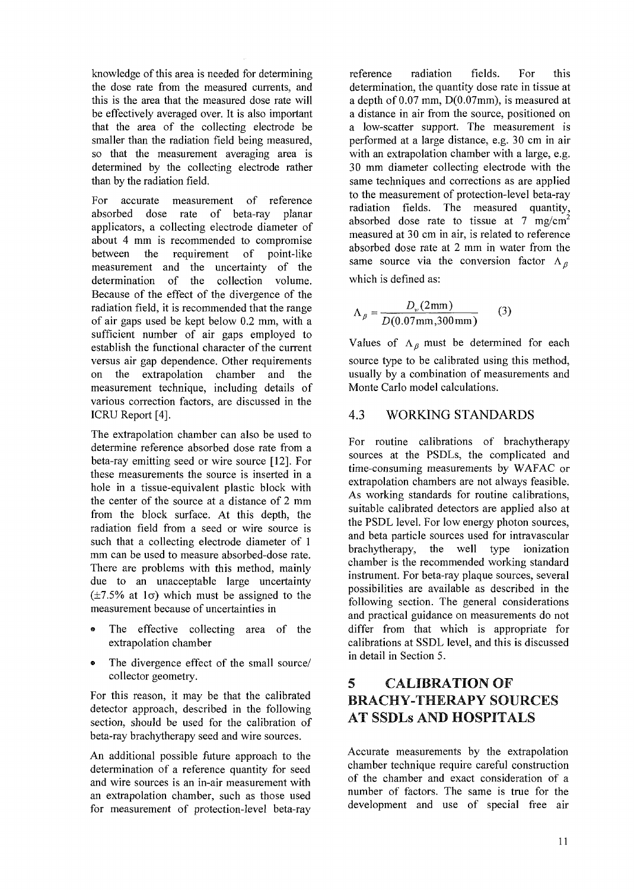knowledge of this area is needed for determining the dose rate from the measured currents, and this is the area that the measured dose rate will be effectively averaged over. It is also important that the area of the collecting electrode be smaller than the radiation field being measured, so that the measurement averaging area is determined by the collecting electrode rather than by the radiation field.

For accurate measurement of reference absorbed dose rate of beta-ray planar applicators, a collecting electrode diameter of about 4 mm is recommended to compromise between the requirement of point-like measurement and the uncertainty of the determination of the collection volume. Because of the effect of the divergence of the radiation field, it is recommended that the range of air gaps used be kept below 0.2 mm, with a sufficient number of air gaps employed to establish the functional character of the current versus air gap dependence. Other requirements on the extrapolation chamber and the measurement technique, including details of various correction factors, are discussed in the ICRU Report [4].

The extrapolation chamber can also be used to determine reference absorbed dose rate from a beta-ray emitting seed or wire source [12]. For these measurements the source is inserted in a hole in a tissue-equivalent plastic block with the center of the source at a distance of 2 mm from the block surface. At this depth, the radiation field from a seed or wire source is such that a collecting electrode diameter of 1 mm can be used to measure absorbed-dose rate. There are problems with this method, mainly due to an unacceptable large uncertainty ($\pm 7.5\%$ at $1\sigma$) which must be assigned to the measurement because of uncertainties in

- The effective collecting area of the extrapolation chamber
- The divergence effect of the small source/ collector geometry.

For this reason, it may be that the calibrated detector approach, described in the following section, should be used for the calibration of beta-ray brachytherapy seed and wire sources.

An additional possible future approach to the determination of a reference quantity for seed and wire sources is an in-air measurement with an extrapolation chamber, such as those used for measurement of protection-level beta-ray reference radiation fields. For this determination, the quantity dose rate in tissue at a depth of 0.07 mm, D(0.07mm), is measured at a distance in air from the source, positioned on a low-scatter support. The measurement is performed at a large distance, e.g. 30 cm in air with an extrapolation chamber with a large, e.g. 30 mm diameter collecting electrode with the same techniques and corrections as are applied to the measurement of protection-level beta-ray radiation fields. The measured quantity, absorbed dose rate to tissue at 7 mg/cm$^2$ measured at 30 cm in air, is related to reference absorbed dose rate at 2 mm in water from the same source via the conversion factor $\Lambda_\beta$ which is defined as:

$$\Lambda_\beta = \frac{D_w(2\text{mm})}{D(0.07\text{mm},300\text{mm})} \qquad (3)$$

Values of $\Lambda_\beta$ must be determined for each source type to be calibrated using this method, usually by a combination of measurements and Monte Carlo model calculations.

## 4.3 WORKING STANDARDS

For routine calibrations of brachytherapy sources at the PSDLs, the complicated and time-consuming measurements by WAFAC or extrapolation chambers are not always feasible. As working standards for routine calibrations, suitable calibrated detectors are applied also at the PSDL level. For low energy photon sources, and beta particle sources used for intravascular brachytherapy, the well type ionization chamber is the recommended working standard instrument. For beta-ray plaque sources, several possibilities are available as described in the following section. The general considerations and practical guidance on measurements do not differ from that which is appropriate for calibrations at SSDL level, and this is discussed in detail in Section 5.

# 5 CALIBRATION OF BRACHY-THERAPY SOURCES AT SSDLs AND HOSPITALS

Accurate measurements by the extrapolation chamber technique require careful construction of the chamber and exact consideration of a number of factors. The same is true for the development and use of special free air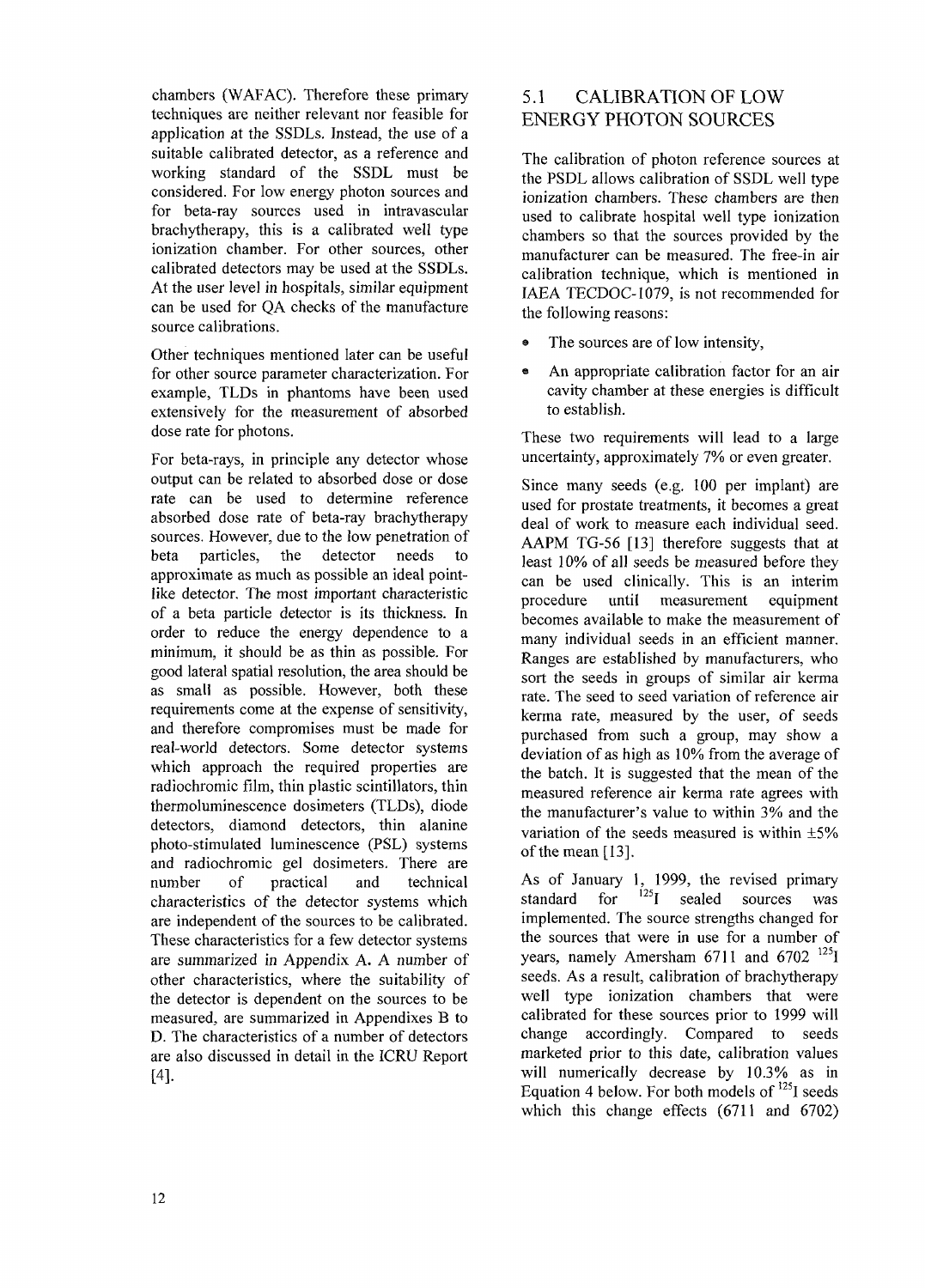chambers (WAFAC). Therefore these primary techniques are neither relevant nor feasible for application at the SSDLs. Instead, the use of a suitable calibrated detector, as a reference and working standard of the SSDL must be considered. For low energy photon sources and for beta-ray sources used in intravascular brachytherapy, this is a calibrated well type ionization chamber. For other sources, other calibrated detectors may be used at the SSDLs. At the user level in hospitals, similar equipment can be used for QA checks of the manufacture source calibrations.

Other techniques mentioned later can be useful for other source parameter characterization. For example, TLDs in phantoms have been used extensively for the measurement of absorbed dose rate for photons.

For beta-rays, in principle any detector whose output can be related to absorbed dose or dose rate can be used to determine reference absorbed dose rate of beta-ray brachytherapy sources. However, due to the low penetration of beta particles, the detector needs to approximate as much as possible an ideal point-like detector. The most important characteristic of a beta particle detector is its thickness. In order to reduce the energy dependence to a minimum, it should be as thin as possible. For good lateral spatial resolution, the area should be as small as possible. However, both these requirements come at the expense of sensitivity, and therefore compromises must be made for real-world detectors. Some detector systems which approach the required properties are radiochromic film, thin plastic scintillators, thin thermoluminescence dosimeters (TLDs), diode detectors, diamond detectors, thin alanine photo-stimulated luminescence (PSL) systems and radiochromic gel dosimeters. There are number of practical and technical characteristics of the detector systems which are independent of the sources to be calibrated. These characteristics for a few detector systems are summarized in Appendix A. A number of other characteristics, where the suitability of the detector is dependent on the sources to be measured, are summarized in Appendixes B to D. The characteristics of a number of detectors are also discussed in detail in the ICRU Report [4].

## 5.1 CALIBRATION OF LOW ENERGY PHOTON SOURCES

The calibration of photon reference sources at the PSDL allows calibration of SSDL well type ionization chambers. These chambers are then used to calibrate hospital well type ionization chambers so that the sources provided by the manufacturer can be measured. The free-in air calibration technique, which is mentioned in IAEA TECDOC-1079, is not recommended for the following reasons:

- The sources are of low intensity,
- An appropriate calibration factor for an air cavity chamber at these energies is difficult to establish.

These two requirements will lead to a large uncertainty, approximately 7% or even greater.

Since many seeds (e.g. 100 per implant) are used for prostate treatments, it becomes a great deal of work to measure each individual seed. AAPM TG-56 [13] therefore suggests that at least 10% of all seeds be measured before they can be used clinically. This is an interim procedure until measurement equipment becomes available to make the measurement of many individual seeds in an efficient manner. Ranges are established by manufacturers, who sort the seeds in groups of similar air kerma rate. The seed to seed variation of reference air kerma rate, measured by the user, of seeds purchased from such a group, may show a deviation of as high as 10% from the average of the batch. It is suggested that the mean of the measured reference air kerma rate agrees with the manufacturer's value to within 3% and the variation of the seeds measured is within ±5% of the mean [13].

As of January 1, 1999, the revised primary standard for $^{125}$I sealed sources was implemented. The source strengths changed for the sources that were in use for a number of years, namely Amersham 6711 and 6702 $^{125}$I seeds. As a result, calibration of brachytherapy well type ionization chambers that were calibrated for these sources prior to 1999 will change accordingly. Compared to seeds marketed prior to this date, calibration values will numerically decrease by 10.3% as in Equation 4 below. For both models of $^{125}$I seeds which this change effects (6711 and 6702)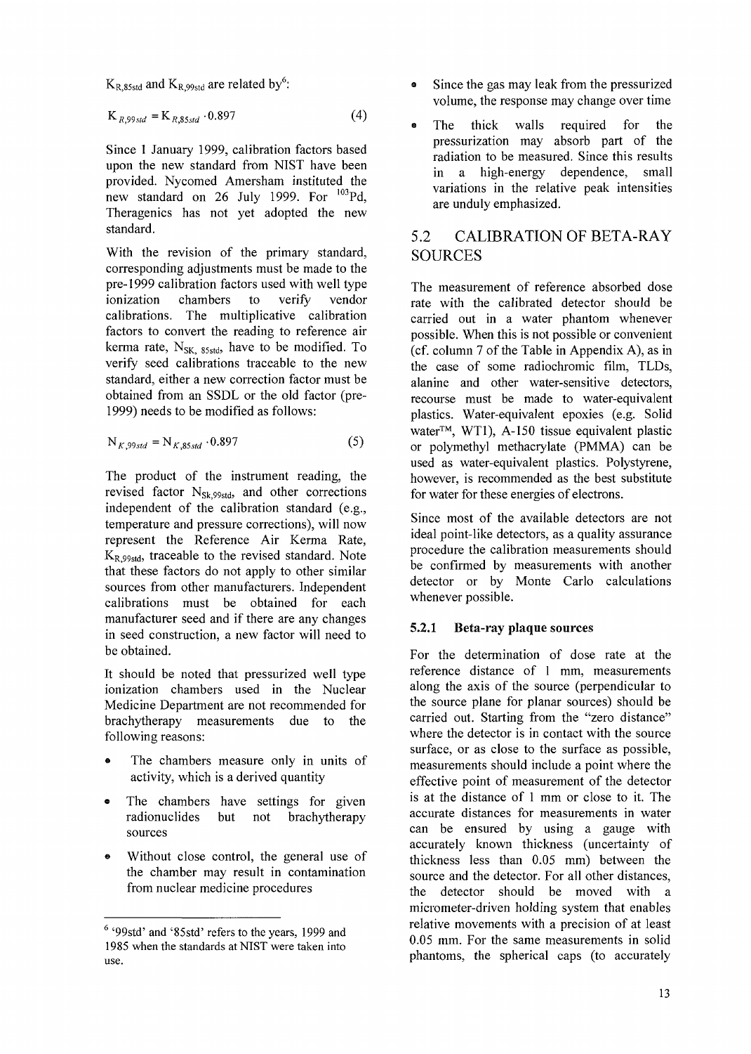$K_{R,85std}$ and $K_{R,99std}$ are related by[6]:

$$K_{R,99std} = K_{R,85std} \cdot 0.897 \tag{4}$$

Since 1 January 1999, calibration factors based upon the new standard from NIST have been provided. Nycomed Amersham instituted the new standard on 26 July 1999. For $^{103}Pd$, Theragenics has not yet adopted the new standard.

With the revision of the primary standard, corresponding adjustments must be made to the pre-1999 calibration factors used with well type ionization chambers to verify vendor calibrations. The multiplicative calibration factors to convert the reading to reference air kerma rate, $N_{SK,85std}$, have to be modified. To verify seed calibrations traceable to the new standard, either a new correction factor must be obtained from an SSDL or the old factor (pre-1999) needs to be modified as follows:

$$N_{K,99std} = N_{K,85std} \cdot 0.897 \tag{5}$$

The product of the instrument reading, the revised factor $N_{Sk,99std}$, and other corrections independent of the calibration standard (e.g., temperature and pressure corrections), will now represent the Reference Air Kerma Rate, $K_{R,99std}$, traceable to the revised standard. Note that these factors do not apply to other similar sources from other manufacturers. Independent calibrations must be obtained for each manufacturer seed and if there are any changes in seed construction, a new factor will need to be obtained.

It should be noted that pressurized well type ionization chambers used in the Nuclear Medicine Department are not recommended for brachytherapy measurements due to the following reasons:

- The chambers measure only in units of activity, which is a derived quantity
- The chambers have settings for given radionuclides but not brachytherapy sources
- Without close control, the general use of the chamber may result in contamination from nuclear medicine procedures
- Since the gas may leak from the pressurized volume, the response may change over time
- The thick walls required for the pressurization may absorb part of the radiation to be measured. Since this results in a high-energy dependence, small variations in the relative peak intensities are unduly emphasized.

[6] '99std' and '85std' refers to the years, 1999 and 1985 when the standards at NIST were taken into use.

## 5.2 CALIBRATION OF BETA-RAY SOURCES

The measurement of reference absorbed dose rate with the calibrated detector should be carried out in a water phantom whenever possible. When this is not possible or convenient (cf. column 7 of the Table in Appendix A), as in the case of some radiochromic film, TLDs, alanine and other water-sensitive detectors, recourse must be made to water-equivalent plastics. Water-equivalent epoxies (e.g. Solid water™, WT1), A-150 tissue equivalent plastic or polymethyl methacrylate (PMMA) can be used as water-equivalent plastics. Polystyrene, however, is recommended as the best substitute for water for these energies of electrons.

Since most of the available detectors are not ideal point-like detectors, as a quality assurance procedure the calibration measurements should be confirmed by measurements with another detector or by Monte Carlo calculations whenever possible.

### 5.2.1 Beta-ray plaque sources

For the determination of dose rate at the reference distance of 1 mm, measurements along the axis of the source (perpendicular to the source plane for planar sources) should be carried out. Starting from the "zero distance" where the detector is in contact with the source surface, or as close to the surface as possible, measurements should include a point where the effective point of measurement of the detector is at the distance of 1 mm or close to it. The accurate distances for measurements in water can be ensured by using a gauge with accurately known thickness (uncertainty of thickness less than 0.05 mm) between the source and the detector. For all other distances, the detector should be moved with a micrometer-driven holding system that enables relative movements with a precision of at least 0.05 mm. For the same measurements in solid phantoms, the spherical caps (to accurately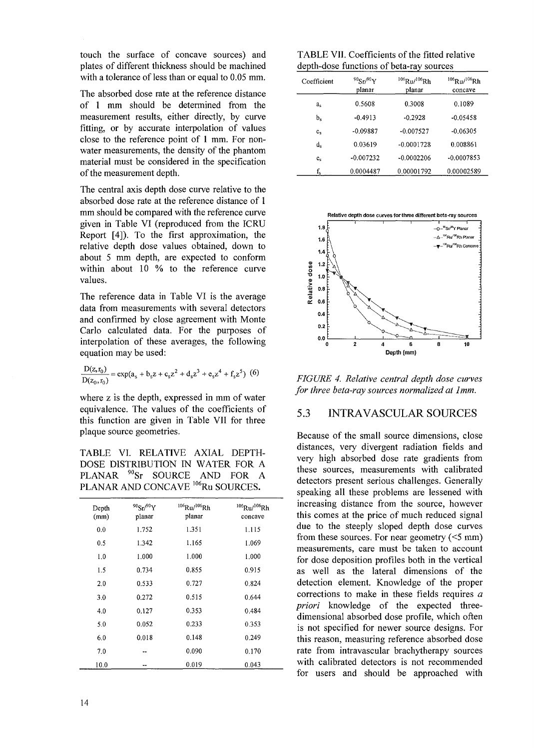touch the surface of concave sources) and plates of different thickness should be machined with a tolerance of less than or equal to 0.05 mm.

The absorbed dose rate at the reference distance of 1 mm should be determined from the measurement results, either directly, by curve fitting, or by accurate interpolation of values close to the reference point of 1 mm. For non-water measurements, the density of the phantom material must be considered in the specification of the measurement depth.

The central axis depth dose curve relative to the absorbed dose rate at the reference distance of 1 mm should be compared with the reference curve given in Table VI (reproduced from the ICRU Report [4]). To the first approximation, the relative depth dose values obtained, down to about 5 mm depth, are expected to conform within about 10 % to the reference curve values.

The reference data in Table VI is the average data from measurements with several detectors and confirmed by close agreement with Monte Carlo calculated data. For the purposes of interpolation of these averages, the following equation may be used:

$$\frac{D(z,r_0)}{D(z_0,r_0)} = \exp(a_s + b_s z + c_s z^2 + d_s z^3 + e_s z^4 + f_s z^5) \quad (6)$$

where z is the depth, expressed in mm of water equivalence. The values of the coefficients of this function are given in Table VII for three plaque source geometries.

TABLE VI. RELATIVE AXIAL DEPTH-DOSE DISTRIBUTION IN WATER FOR A PLANAR $^{90}$Sr SOURCE AND FOR A PLANAR AND CONCAVE $^{106}$Ru SOURCES.

| Depth (mm) | $^{90}$Sr/$^{90}$Y planar | $^{106}$Ru/$^{106}$Rh planar | $^{106}$Ru/$^{106}$Rh concave |
|---|---|---|---|
| 0.0 | 1.752 | 1.351 | 1.115 |
| 0.5 | 1.342 | 1.165 | 1.069 |
| 1.0 | 1.000 | 1.000 | 1.000 |
| 1.5 | 0.734 | 0.855 | 0.915 |
| 2.0 | 0.533 | 0.727 | 0.824 |
| 3.0 | 0.272 | 0.515 | 0.644 |
| 4.0 | 0.127 | 0.353 | 0.484 |
| 5.0 | 0.052 | 0.233 | 0.353 |
| 6.0 | 0.018 | 0.148 | 0.249 |
| 7.0 | -- | 0.090 | 0.170 |
| 10.0 | -- | 0.019 | 0.043 |

TABLE VII. Coefficients of the fitted relative depth-dose functions of beta-ray sources

| Coefficient | $^{90}$Sr/$^{90}$Y planar | $^{106}$Ru/$^{106}$Rh planar | $^{106}$Ru/$^{106}$Rh concave |
|---|---|---|---|
| $a_s$ | 0.5608 | 0.3008 | 0.1089 |
| $b_s$ | -0.4913 | -0.2928 | -0.05458 |
| $c_s$ | -0.09887 | -0.007527 | -0.06305 |
| $d_s$ | 0.03619 | -0.0001728 | 0.008861 |
| $e_s$ | -0.007232 | -0.0002206 | -0.0007853 |
| $f_s$ | 0.0004487 | 0.00001792 | 0.00002589 |

*FIGURE 4. Relative central depth dose curves for three beta-ray sources normalized at 1mm.*

## 5.3 INTRAVASCULAR SOURCES

Because of the small source dimensions, close distances, very divergent radiation fields and very high absorbed dose rate gradients from these sources, measurements with calibrated detectors present serious challenges. Generally speaking all these problems are lessened with increasing distance from the source, however this comes at the price of much reduced signal due to the steeply sloped depth dose curves from these sources. For near geometry (<5 mm) measurements, care must be taken to account for dose deposition profiles both in the vertical as well as the lateral dimensions of the detection element. Knowledge of the proper corrections to make in these fields requires *a priori* knowledge of the expected three-dimensional absorbed dose profile, which often is not specified for newer source designs. For this reason, measuring reference absorbed dose rate from intravascular brachytherapy sources with calibrated detectors is not recommended for users and should be approached with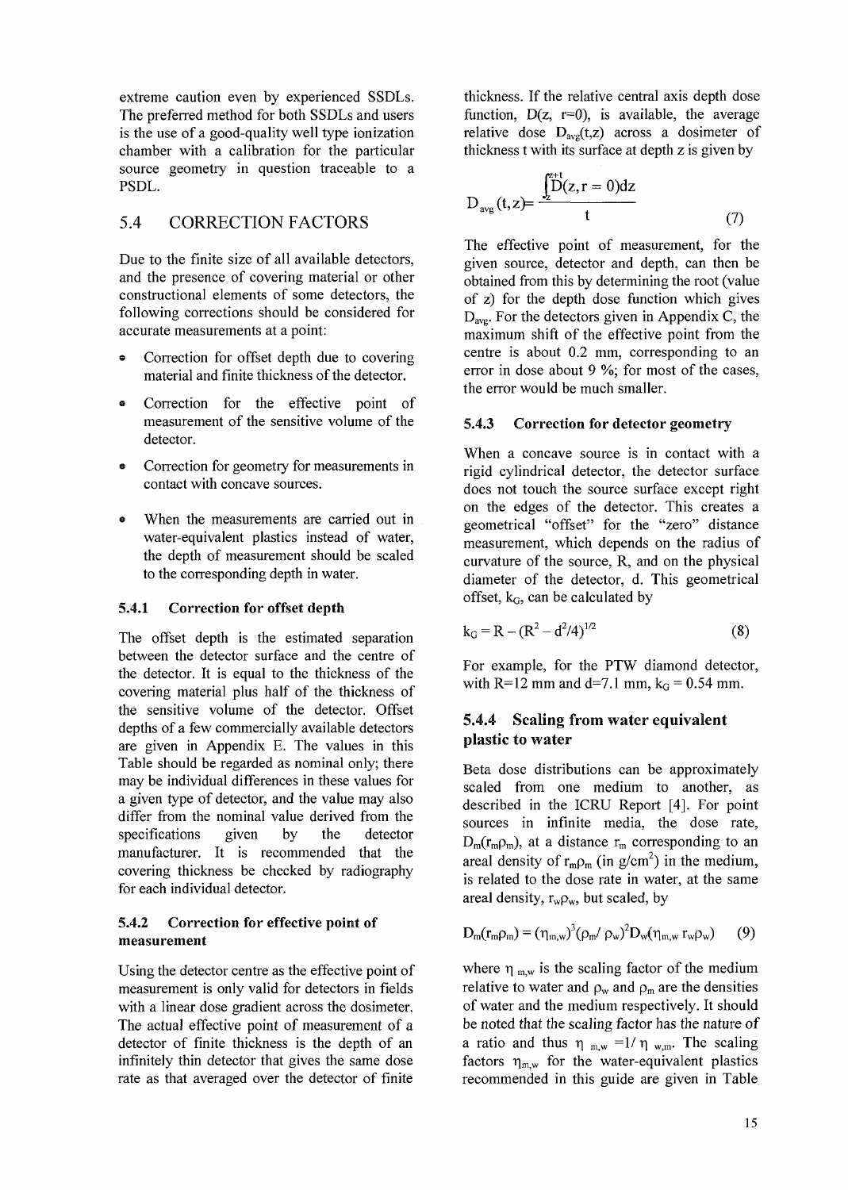extreme caution even by experienced SSDLs. The preferred method for both SSDLs and users is the use of a good-quality well type ionization chamber with a calibration for the particular source geometry in question traceable to a PSDL.

## 5.4 CORRECTION FACTORS

Due to the finite size of all available detectors, and the presence of covering material or other constructional elements of some detectors, the following corrections should be considered for accurate measurements at a point:

- Correction for offset depth due to covering material and finite thickness of the detector.
- Correction for the effective point of measurement of the sensitive volume of the detector.
- Correction for geometry for measurements in contact with concave sources.
- When the measurements are carried out in water-equivalent plastics instead of water, the depth of measurement should be scaled to the corresponding depth in water.

### 5.4.1 Correction for offset depth

The offset depth is the estimated separation between the detector surface and the centre of the detector. It is equal to the thickness of the covering material plus half of the thickness of the sensitive volume of the detector. Offset depths of a few commercially available detectors are given in Appendix E. The values in this Table should be regarded as nominal only; there may be individual differences in these values for a given type of detector, and the value may also differ from the nominal value derived from the specifications given by the detector manufacturer. It is recommended that the covering thickness be checked by radiography for each individual detector.

### 5.4.2 Correction for effective point of measurement

Using the detector centre as the effective point of measurement is only valid for detectors in fields with a linear dose gradient across the dosimeter. The actual effective point of measurement of a detector of finite thickness is the depth of an infinitely thin detector that gives the same dose rate as that averaged over the detector of finite thickness. If the relative central axis depth dose function, $D(z, r=0)$, is available, the average relative dose $D_{avg}(t,z)$ across a dosimeter of thickness t with its surface at depth z is given by

$$D_{avg}(t,z) = \frac{\int_{z}^{z+t} D(z, r=0)dz}{t} \qquad (7)$$

The effective point of measurement, for the given source, detector and depth, can then be obtained from this by determining the root (value of z) for the depth dose function which gives $D_{avg}$. For the detectors given in Appendix C, the maximum shift of the effective point from the centre is about 0.2 mm, corresponding to an error in dose about 9 %; for most of the cases, the error would be much smaller.

### 5.4.3 Correction for detector geometry

When a concave source is in contact with a rigid cylindrical detector, the detector surface does not touch the source surface except right on the edges of the detector. This creates a geometrical "offset" for the "zero" distance measurement, which depends on the radius of curvature of the source, R, and on the physical diameter of the detector, d. This geometrical offset, $k_G$, can be calculated by

$$k_G = R - (R^2 - d^2/4)^{1/2} \qquad (8)$$

For example, for the PTW diamond detector, with R=12 mm and d=7.1 mm, $k_G$ = 0.54 mm.

### 5.4.4 Scaling from water equivalent plastic to water

Beta dose distributions can be approximately scaled from one medium to another, as described in the ICRU Report [4]. For point sources in infinite media, the dose rate, $D_m(r_m\rho_m)$, at a distance $r_m$ corresponding to an areal density of $r_m\rho_m$ (in g/cm$^2$) in the medium, is related to the dose rate in water, at the same areal density, $r_w\rho_w$, but scaled, by

$$D_m(r_m\rho_m) = (\eta_{m,w})^3(\rho_m/\rho_w)^2 D_w(\eta_{m,w}\, r_w\rho_w) \qquad (9)$$

where $\eta_{m,w}$ is the scaling factor of the medium relative to water and $\rho_w$ and $\rho_m$ are the densities of water and the medium respectively. It should be noted that the scaling factor has the nature of a ratio and thus $\eta_{m,w} = 1/\eta_{w,m}$. The scaling factors $\eta_{m,w}$ for the water-equivalent plastics recommended in this guide are given in Table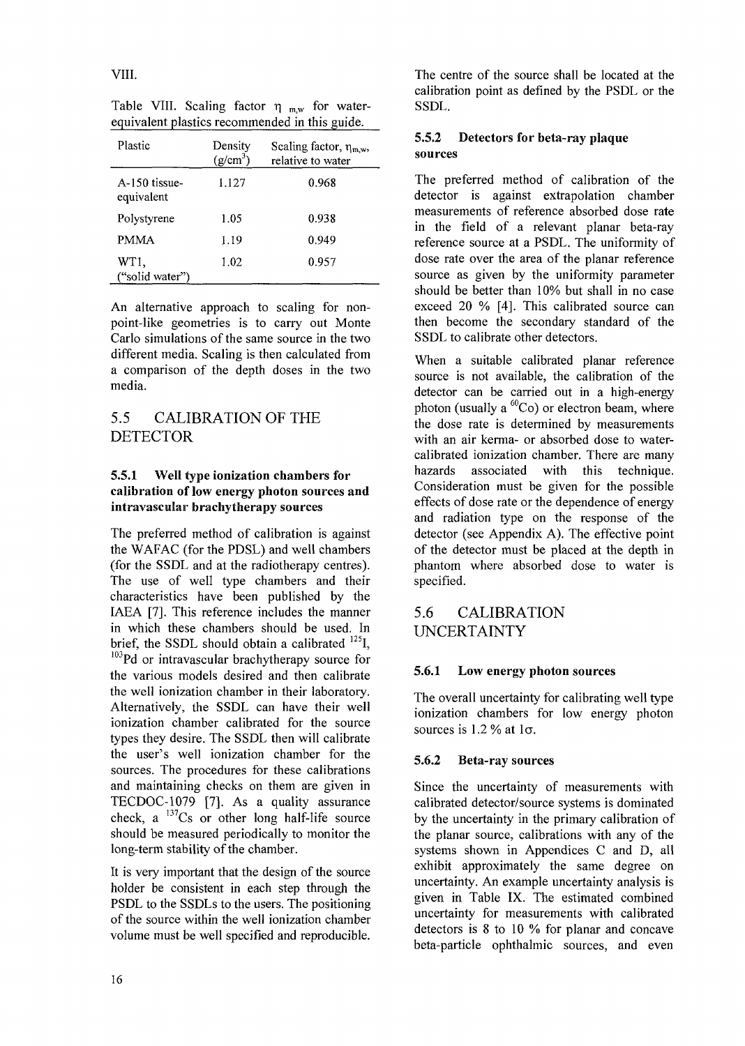VIII.

Table VIII. Scaling factor $\eta_{m,w}$ for water-equivalent plastics recommended in this guide.

| Plastic | Density (g/cm$^3$) | Scaling factor, $\eta_{m,w}$, relative to water |
|---|---|---|
| A-150 tissue-equivalent | 1.127 | 0.968 |
| Polystyrene | 1.05 | 0.938 |
| PMMA | 1.19 | 0.949 |
| WT1, ("solid water") | 1.02 | 0.957 |

An alternative approach to scaling for non-point-like geometries is to carry out Monte Carlo simulations of the same source in the two different media. Scaling is then calculated from a comparison of the depth doses in the two media.

## 5.5 CALIBRATION OF THE DETECTOR

### 5.5.1 Well type ionization chambers for calibration of low energy photon sources and intravascular brachytherapy sources

The preferred method of calibration is against the WAFAC (for the PDSL) and well chambers (for the SSDL and at the radiotherapy centres). The use of well type chambers and their characteristics have been published by the IAEA [7]. This reference includes the manner in which these chambers should be used. In brief, the SSDL should obtain a calibrated $^{125}$I, $^{103}$Pd or intravascular brachytherapy source for the various models desired and then calibrate the well ionization chamber in their laboratory. Alternatively, the SSDL can have their well ionization chamber calibrated for the source types they desire. The SSDL then will calibrate the user's well ionization chamber for the sources. The procedures for these calibrations and maintaining checks on them are given in TECDOC-1079 [7]. As a quality assurance check, a $^{137}$Cs or other long half-life source should be measured periodically to monitor the long-term stability of the chamber.

It is very important that the design of the source holder be consistent in each step through the PSDL to the SSDLs to the users. The positioning of the source within the well ionization chamber volume must be well specified and reproducible. The centre of the source shall be located at the calibration point as defined by the PSDL or the SSDL.

### 5.5.2 Detectors for beta-ray plaque sources

The preferred method of calibration of the detector is against extrapolation chamber measurements of reference absorbed dose rate in the field of a relevant planar beta-ray reference source at a PSDL. The uniformity of dose rate over the area of the planar reference source as given by the uniformity parameter should be better than 10% but shall in no case exceed 20 % [4]. This calibrated source can then become the secondary standard of the SSDL to calibrate other detectors.

When a suitable calibrated planar reference source is not available, the calibration of the detector can be carried out in a high-energy photon (usually a $^{60}$Co) or electron beam, where the dose rate is determined by measurements with an air kerma- or absorbed dose to water-calibrated ionization chamber. There are many hazards associated with this technique. Consideration must be given for the possible effects of dose rate or the dependence of energy and radiation type on the response of the detector (see Appendix A). The effective point of the detector must be placed at the depth in phantom where absorbed dose to water is specified.

## 5.6 CALIBRATION UNCERTAINTY

### 5.6.1 Low energy photon sources

The overall uncertainty for calibrating well type ionization chambers for low energy photon sources is 1.2 % at 1σ.

### 5.6.2 Beta-ray sources

Since the uncertainty of measurements with calibrated detector/source systems is dominated by the uncertainty in the primary calibration of the planar source, calibrations with any of the systems shown in Appendices C and D, all exhibit approximately the same degree on uncertainty. An example uncertainty analysis is given in Table IX. The estimated combined uncertainty for measurements with calibrated detectors is 8 to 10 % for planar and concave beta-particle ophthalmic sources, and even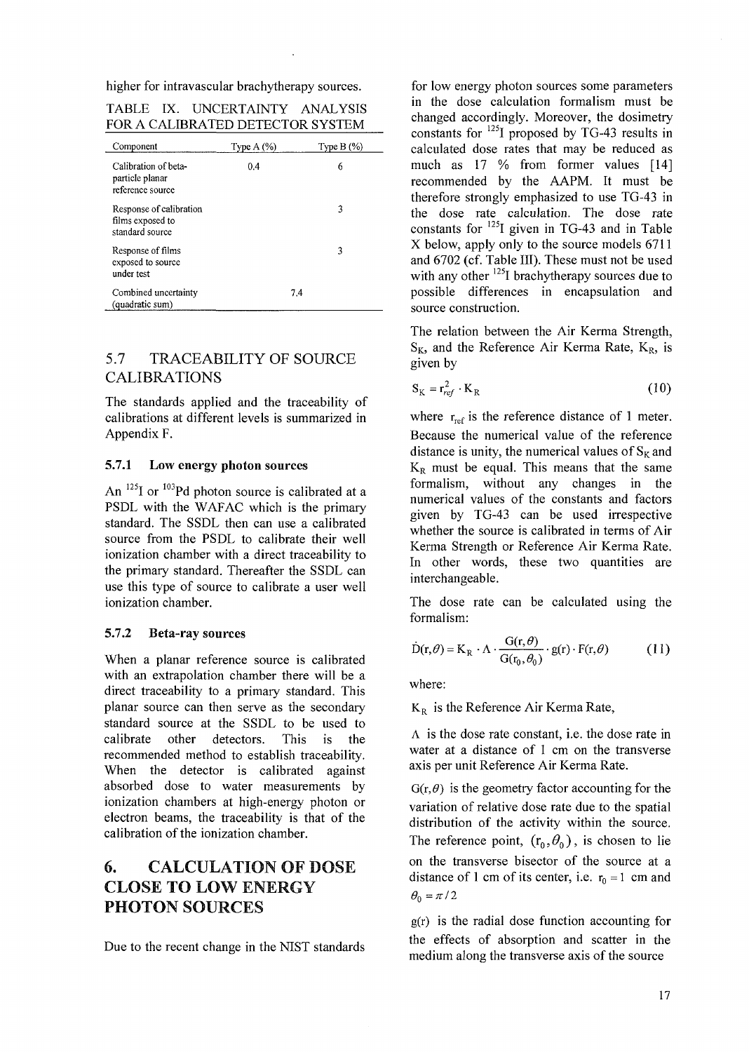higher for intravascular brachytherapy sources.

TABLE IX. UNCERTAINTY ANALYSIS FOR A CALIBRATED DETECTOR SYSTEM

| Component | Type A (%) | Type B (%) |
|---|---|---|
| Calibration of beta-particle planar reference source | 0.4 | 6 |
| Response of calibration films exposed to standard source | | 3 |
| Response of films exposed to source under test | | 3 |
| Combined uncertainty (quadratic sum) | 7.4 | |

## 5.7 TRACEABILITY OF SOURCE CALIBRATIONS

The standards applied and the traceability of calibrations at different levels is summarized in Appendix F.

### 5.7.1 Low energy photon sources

An $^{125}I$ or $^{103}Pd$ photon source is calibrated at a PSDL with the WAFAC which is the primary standard. The SSDL then can use a calibrated source from the PSDL to calibrate their well ionization chamber with a direct traceability to the primary standard. Thereafter the SSDL can use this type of source to calibrate a user well ionization chamber.

### 5.7.2 Beta-ray sources

When a planar reference source is calibrated with an extrapolation chamber there will be a direct traceability to a primary standard. This planar source can then serve as the secondary standard source at the SSDL to be used to calibrate other detectors. This is the recommended method to establish traceability. When the detector is calibrated against absorbed dose to water measurements by ionization chambers at high-energy photon or electron beams, the traceability is that of the calibration of the ionization chamber.

# 6. CALCULATION OF DOSE CLOSE TO LOW ENERGY PHOTON SOURCES

Due to the recent change in the NIST standards for low energy photon sources some parameters in the dose calculation formalism must be changed accordingly. Moreover, the dosimetry constants for $^{125}I$ proposed by TG-43 results in calculated dose rates that may be reduced as much as 17 % from former values [14] recommended by the AAPM. It must be therefore strongly emphasized to use TG-43 in the dose rate calculation. The dose rate constants for $^{125}I$ given in TG-43 and in Table X below, apply only to the source models 6711 and 6702 (cf. Table III). These must not be used with any other $^{125}I$ brachytherapy sources due to possible differences in encapsulation and source construction.

The relation between the Air Kerma Strength, $S_K$, and the Reference Air Kerma Rate, $K_R$, is given by

$$S_K = r_{ref}^2 \cdot K_R \tag{10}$$

where $r_{ref}$ is the reference distance of 1 meter. Because the numerical value of the reference distance is unity, the numerical values of $S_K$ and $K_R$ must be equal. This means that the same formalism, without any changes in the numerical values of the constants and factors given by TG-43 can be used irrespective whether the source is calibrated in terms of Air Kerma Strength or Reference Air Kerma Rate. In other words, these two quantities are interchangeable.

The dose rate can be calculated using the formalism:

$$\dot{D}(r,\theta) = K_R \cdot \Lambda \cdot \frac{G(r,\theta)}{G(r_0,\theta_0)} \cdot g(r) \cdot F(r,\theta) \tag{11}$$

where:

$K_R$ is the Reference Air Kerma Rate,

$\Lambda$ is the dose rate constant, i.e. the dose rate in water at a distance of 1 cm on the transverse axis per unit Reference Air Kerma Rate.

$G(r,\theta)$ is the geometry factor accounting for the variation of relative dose rate due to the spatial distribution of the activity within the source. The reference point, $(r_0,\theta_0)$, is chosen to lie on the transverse bisector of the source at a distance of 1 cm of its center, i.e. $r_0 = 1$ cm and $\theta_0 = \pi/2$

$g(r)$ is the radial dose function accounting for the effects of absorption and scatter in the medium along the transverse axis of the source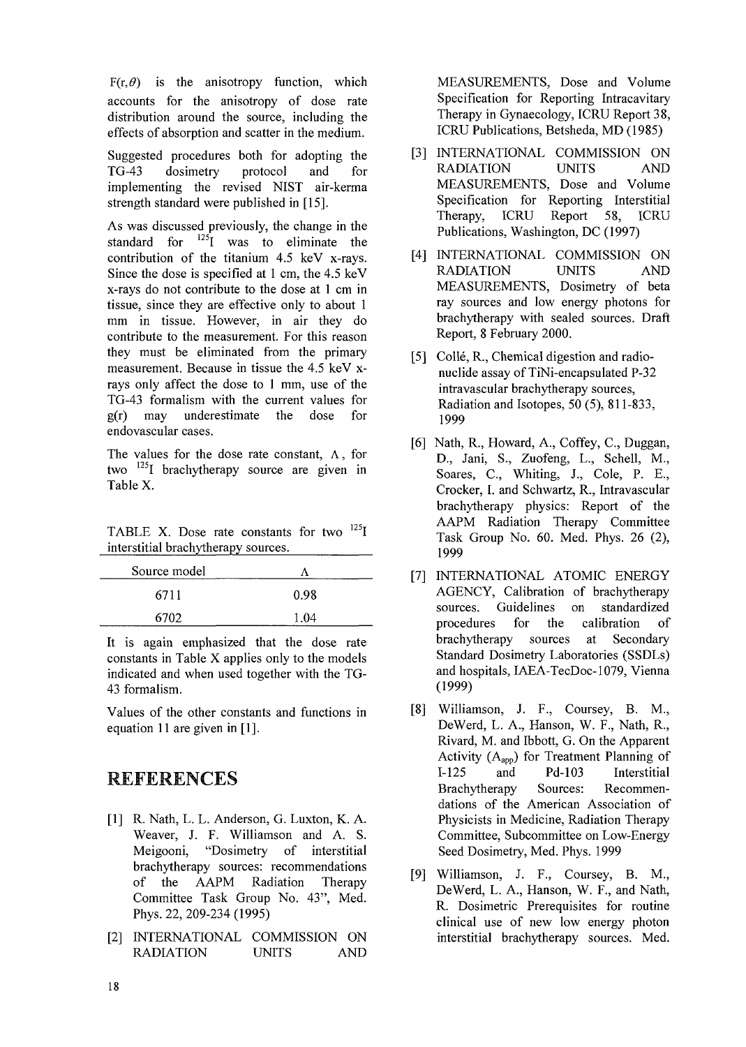$F(r,\theta)$ is the anisotropy function, which accounts for the anisotropy of dose rate distribution around the source, including the effects of absorption and scatter in the medium.

Suggested procedures both for adopting the TG-43 dosimetry protocol and for implementing the revised NIST air-kerma strength standard were published in [15].

As was discussed previously, the change in the standard for $^{125}$I was to eliminate the contribution of the titanium 4.5 keV x-rays. Since the dose is specified at 1 cm, the 4.5 keV x-rays do not contribute to the dose at 1 cm in tissue, since they are effective only to about 1 mm in tissue. However, in air they do contribute to the measurement. For this reason they must be eliminated from the primary measurement. Because in tissue the 4.5 keV x-rays only affect the dose to 1 mm, use of the TG-43 formalism with the current values for g(r) may underestimate the dose for endovascular cases.

The values for the dose rate constant, $\Lambda$, for two $^{125}$I brachytherapy source are given in Table X.

TABLE X. Dose rate constants for two $^{125}$I interstitial brachytherapy sources.

| Source model | $\Lambda$ |
|---|---|
| 6711 | 0.98 |
| 6702 | 1.04 |

It is again emphasized that the dose rate constants in Table X applies only to the models indicated and when used together with the TG-43 formalism.

Values of the other constants and functions in equation 11 are given in [1].

# REFERENCES

[1] R. Nath, L. L. Anderson, G. Luxton, K. A. Weaver, J. F. Williamson and A. S. Meigooni, "Dosimetry of interstitial brachytherapy sources: recommendations of the AAPM Radiation Therapy Committee Task Group No. 43", Med. Phys. 22, 209-234 (1995)

[2] INTERNATIONAL COMMISSION ON RADIATION UNITS AND MEASUREMENTS, Dose and Volume Specification for Reporting Intracavitary Therapy in Gynaecology, ICRU Report 38, ICRU Publications, Betsheda, MD (1985)

[3] INTERNATIONAL COMMISSION ON RADIATION UNITS AND MEASUREMENTS, Dose and Volume Specification for Reporting Interstitial Therapy, ICRU Report 58, ICRU Publications, Washington, DC (1997)

[4] INTERNATIONAL COMMISSION ON RADIATION UNITS AND MEASUREMENTS, Dosimetry of beta ray sources and low energy photons for brachytherapy with sealed sources. Draft Report, 8 February 2000.

[5] Collé, R., Chemical digestion and radionuclide assay of TiNi-encapsulated P-32 intravascular brachytherapy sources, Radiation and Isotopes, 50 (5), 811-833, 1999

[6] Nath, R., Howard, A., Coffey, C., Duggan, D., Jani, S., Zuofeng, L., Schell, M., Soares, C., Whiting, J., Cole, P. E., Crocker, I. and Schwartz, R., Intravascular brachytherapy physics: Report of the AAPM Radiation Therapy Committee Task Group No. 60. Med. Phys. 26 (2), 1999

[7] INTERNATIONAL ATOMIC ENERGY AGENCY, Calibration of brachytherapy sources. Guidelines on standardized procedures for the calibration of brachytherapy sources at Secondary Standard Dosimetry Laboratories (SSDLs) and hospitals, IAEA-TecDoc-1079, Vienna (1999)

[8] Williamson, J. F., Coursey, B. M., DeWerd, L. A., Hanson, W. F., Nath, R., Rivard, M. and Ibbott, G. On the Apparent Activity ($A_{app}$) for Treatment Planning of I-125 and Pd-103 Interstitial Brachytherapy Sources: Recommendations of the American Association of Physicists in Medicine, Radiation Therapy Committee, Subcommittee on Low-Energy Seed Dosimetry, Med. Phys. 1999

[9] Williamson, J. F., Coursey, B. M., DeWerd, L. A., Hanson, W. F., and Nath, R. Dosimetric Prerequisites for routine clinical use of new low energy photon interstitial brachytherapy sources. Med.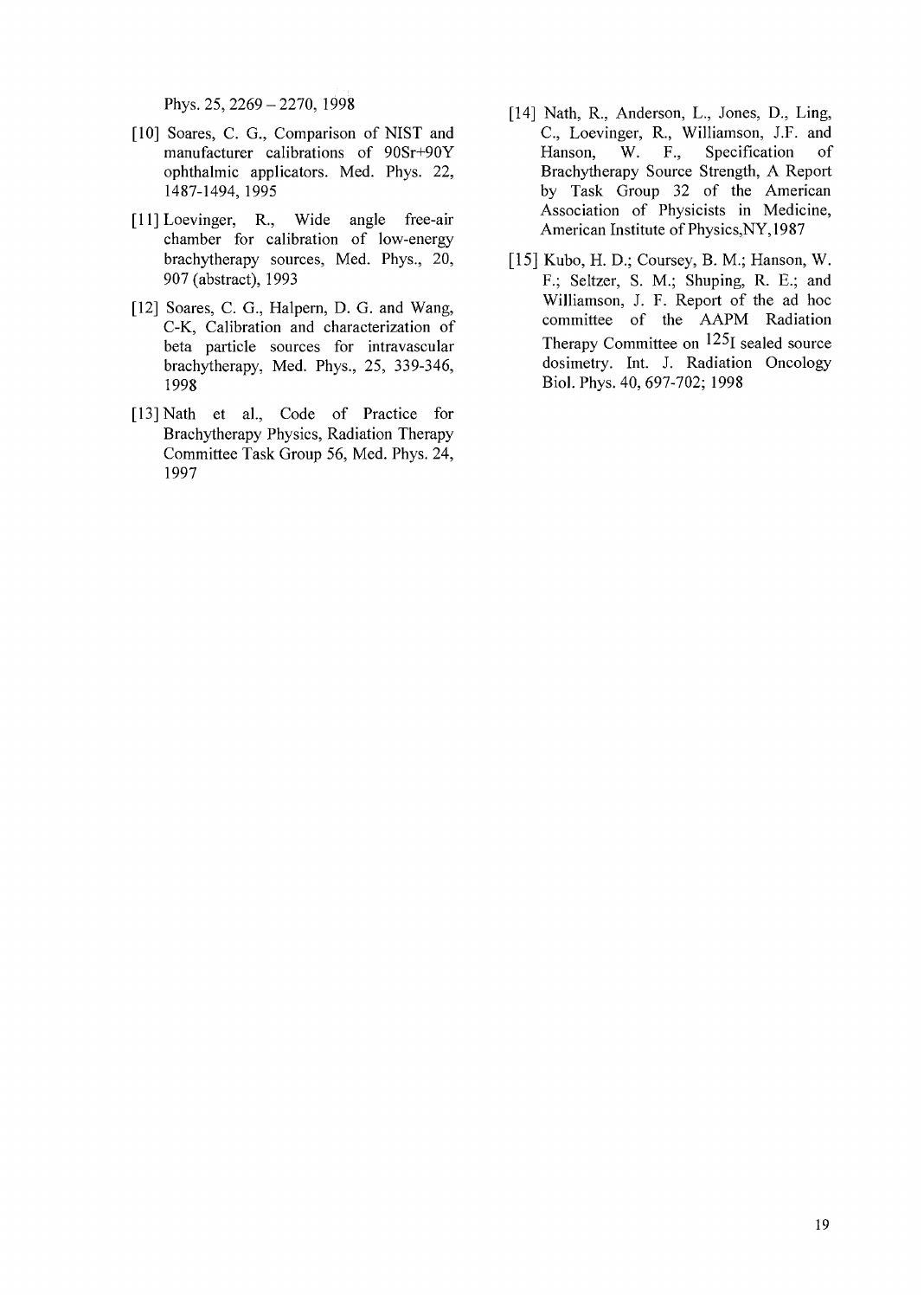Phys. 25, 2269 – 2270, 1998

[10] Soares, C. G., Comparison of NIST and manufacturer calibrations of 90Sr+90Y ophthalmic applicators. Med. Phys. 22, 1487-1494, 1995

[11] Loevinger, R., Wide angle free-air chamber for calibration of low-energy brachytherapy sources, Med. Phys., 20, 907 (abstract), 1993

[12] Soares, C. G., Halpern, D. G. and Wang, C-K, Calibration and characterization of beta particle sources for intravascular brachytherapy, Med. Phys., 25, 339-346, 1998

[13] Nath et al., Code of Practice for Brachytherapy Physics, Radiation Therapy Committee Task Group 56, Med. Phys. 24, 1997

[14] Nath, R., Anderson, L., Jones, D., Ling, C., Loevinger, R., Williamson, J.F. and Hanson, W. F., Specification of Brachytherapy Source Strength, A Report by Task Group 32 of the American Association of Physicists in Medicine, American Institute of Physics,NY,1987

[15] Kubo, H. D.; Coursey, B. M.; Hanson, W. F.; Seltzer, S. M.; Shuping, R. E.; and Williamson, J. F. Report of the ad hoc committee of the AAPM Radiation Therapy Committee on $^{125}$I sealed source dosimetry. Int. J. Radiation Oncology Biol. Phys. 40, 697-702; 1998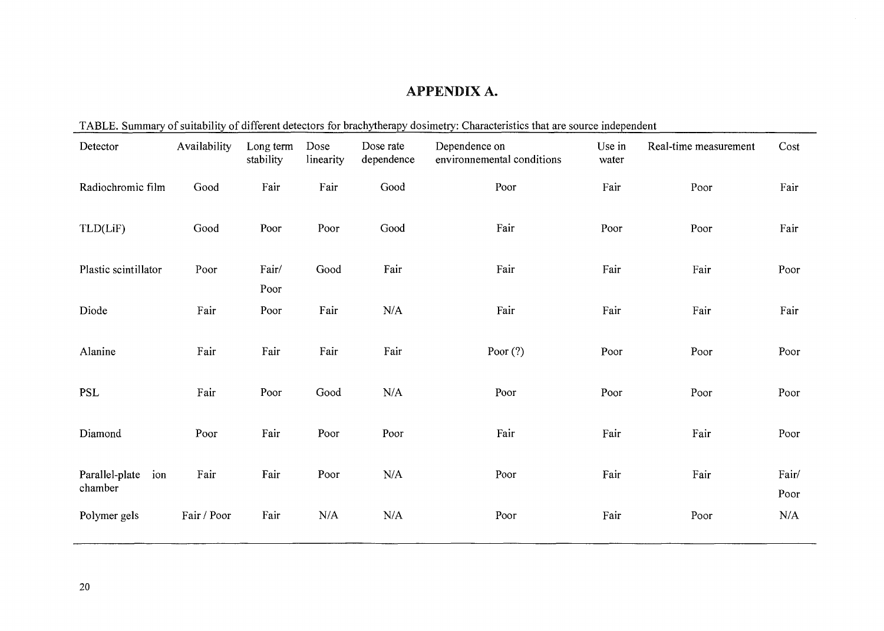# APPENDIX A.

TABLE. Summary of suitability of different detectors for brachytherapy dosimetry: Characteristics that are source independent

| Detector | Availability | Long term stability | Dose linearity | Dose rate dependence | Dependence on environnemental conditions | Use in water | Real-time measurement | Cost |
|---|---|---|---|---|---|---|---|---|
| Radiochromic film | Good | Fair | Fair | Good | Poor | Fair | Poor | Fair |
| TLD(LiF) | Good | Poor | Poor | Good | Fair | Poor | Poor | Fair |
| Plastic scintillator | Poor | Fair/ Poor | Good | Fair | Fair | Fair | Fair | Poor |
| Diode | Fair | Poor | Fair | N/A | Fair | Fair | Fair | Fair |
| Alanine | Fair | Fair | Fair | Fair | Poor (?) | Poor | Poor | Poor |
| PSL | Fair | Poor | Good | N/A | Poor | Poor | Poor | Poor |
| Diamond | Poor | Fair | Poor | Poor | Fair | Fair | Fair | Poor |
| Parallel-plate ion chamber | Fair | Fair | Poor | N/A | Poor | Fair | Fair | Fair/ Poor |
| Polymer gels | Fair / Poor | Fair | N/A | N/A | Poor | Fair | Poor | N/A |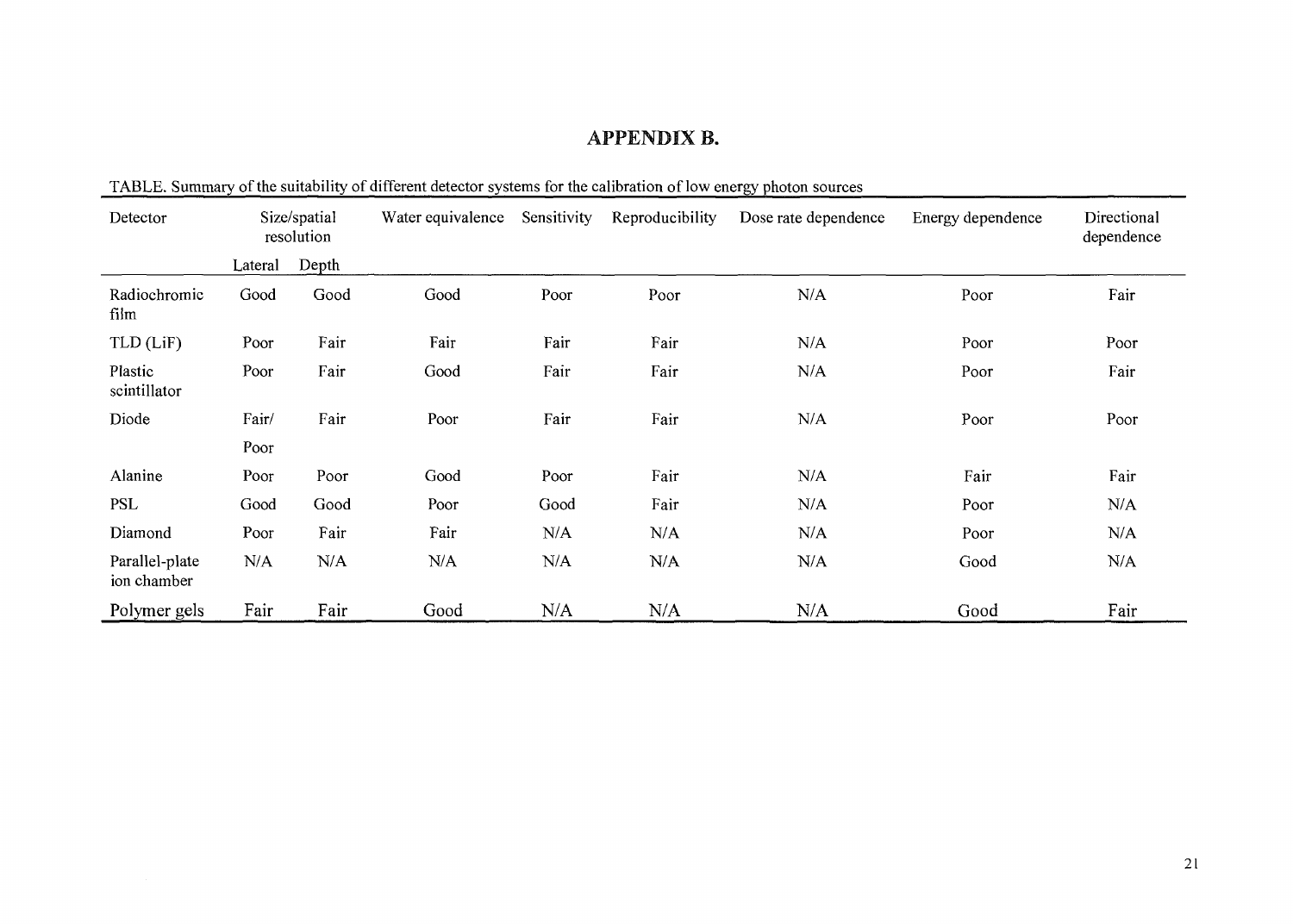# APPENDIX B.

TABLE. Summary of the suitability of different detector systems for the calibration of low energy photon sources

| Detector | Size/spatial resolution | | Water equivalence | Sensitivity | Reproducibility | Dose rate dependence | Energy dependence | Directional dependence |
|---|---|---|---|---|---|---|---|---|
| | Lateral | Depth | | | | | | |
| Radiochromic film | Good | Good | Good | Poor | Poor | N/A | Poor | Fair |
| TLD (LiF) | Poor | Fair | Fair | Fair | Fair | N/A | Poor | Poor |
| Plastic scintillator | Poor | Fair | Good | Fair | Fair | N/A | Poor | Fair |
| Diode | Fair/ Poor | Fair | Poor | Fair | Fair | N/A | Poor | Poor |
| Alanine | Poor | Poor | Good | Poor | Fair | N/A | Fair | Fair |
| PSL | Good | Good | Poor | Good | Fair | N/A | Poor | N/A |
| Diamond | Poor | Fair | Fair | N/A | N/A | N/A | Poor | N/A |
| Parallel-plate ion chamber | N/A | N/A | N/A | N/A | N/A | N/A | Good | N/A |
| Polymer gels | Fair | Fair | Good | N/A | N/A | N/A | Good | Fair |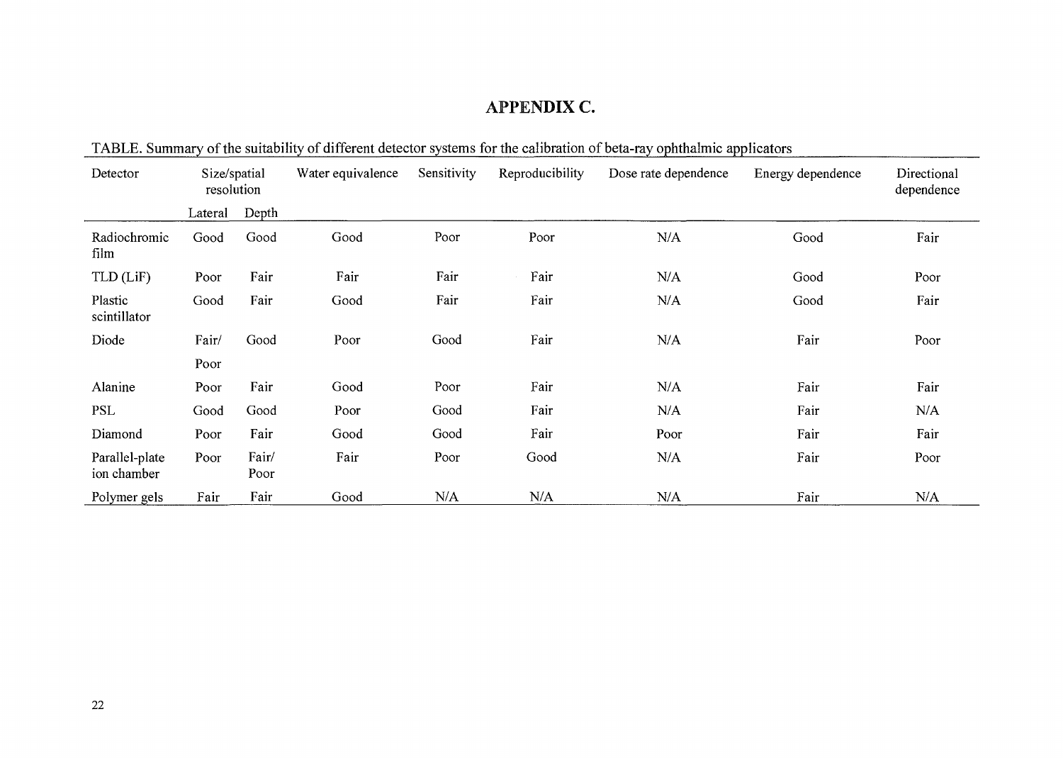# APPENDIX C.

TABLE. Summary of the suitability of different detector systems for the calibration of beta-ray ophthalmic applicators

| Detector | Size/spatial resolution | | Water equivalence | Sensitivity | Reproducibility | Dose rate dependence | Energy dependence | Directional dependence |
|---|---|---|---|---|---|---|---|---|
| | Lateral | Depth | | | | | | |
| Radiochromic film | Good | Good | Good | Poor | Poor | N/A | Good | Fair |
| TLD (LiF) | Poor | Fair | Fair | Fair | Fair | N/A | Good | Poor |
| Plastic scintillator | Good | Fair | Good | Fair | Fair | N/A | Good | Fair |
| Diode | Fair/ Poor | Good | Poor | Good | Fair | N/A | Fair | Poor |
| Alanine | Poor | Fair | Good | Poor | Fair | N/A | Fair | Fair |
| PSL | Good | Good | Poor | Good | Fair | N/A | Fair | N/A |
| Diamond | Poor | Fair | Good | Good | Fair | Poor | Fair | Fair |
| Parallel-plate ion chamber | Poor | Fair/ Poor | Fair | Poor | Good | N/A | Fair | Poor |
| Polymer gels | Fair | Fair | Good | N/A | N/A | N/A | Fair | N/A |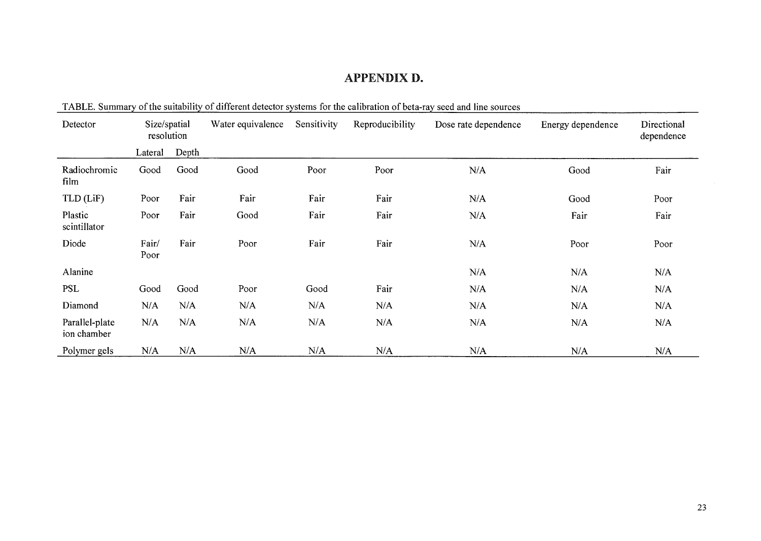# APPENDIX D.

TABLE. Summary of the suitability of different detector systems for the calibration of beta-ray seed and line sources

| Detector | Size/spatial resolution | | Water equivalence | Sensitivity | Reproducibility | Dose rate dependence | Energy dependence | Directional dependence |
|---|---|---|---|---|---|---|---|---|
| | Lateral | Depth | | | | | | |
| Radiochromic film | Good | Good | Good | Poor | Poor | N/A | Good | Fair |
| TLD (LiF) | Poor | Fair | Fair | Fair | Fair | N/A | Good | Poor |
| Plastic scintillator | Poor | Fair | Good | Fair | Fair | N/A | Fair | Fair |
| Diode | Fair/ Poor | Fair | Poor | Fair | Fair | N/A | Poor | Poor |
| Alanine | | | | | | N/A | N/A | N/A |
| PSL | Good | Good | Poor | Good | Fair | N/A | N/A | N/A |
| Diamond | N/A | N/A | N/A | N/A | N/A | N/A | N/A | N/A |
| Parallel-plate ion chamber | N/A | N/A | N/A | N/A | N/A | N/A | N/A | N/A |
| Polymer gels | N/A | N/A | N/A | N/A | N/A | N/A | N/A | N/A |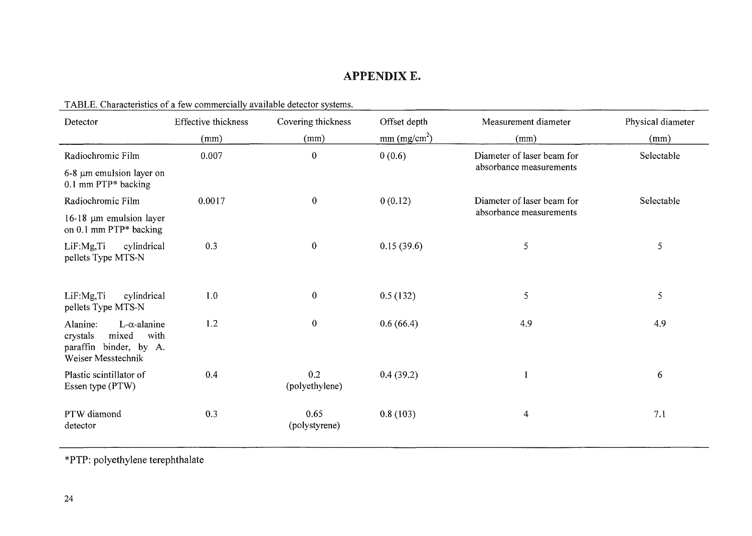# APPENDIX E.

TABLE. Characteristics of a few commercially available detector systems.

| Detector | Effective thickness (mm) | Covering thickness (mm) | Offset depth mm ($mg/cm^2$) | Measurement diameter (mm) | Physical diameter (mm) |
|---|---|---|---|---|---|
| Radiochromic Film 6-8 μm emulsion layer on 0.1 mm PTP* backing | 0.007 | 0 | 0 (0.6) | Diameter of laser beam for absorbance measurements | Selectable |
| Radiochromic Film 16-18 μm emulsion layer on 0.1 mm PTP* backing | 0.0017 | 0 | 0 (0.12) | Diameter of laser beam for absorbance measurements | Selectable |
| LiF:Mg,Ti cylindrical pellets Type MTS-N | 0.3 | 0 | 0.15 (39.6) | 5 | 5 |
| LiF:Mg,Ti cylindrical pellets Type MTS-N | 1.0 | 0 | 0.5 (132) | 5 | 5 |
| Alanine: L-α-alanine crystals mixed with paraffin binder, by A. Weiser Messtechnik | 1.2 | 0 | 0.6 (66.4) | 4.9 | 4.9 |
| Plastic scintillator of Essen type (PTW) | 0.4 | 0.2 (polyethylene) | 0.4 (39.2) | 1 | 6 |
| PTW diamond detector | 0.3 | 0.65 (polystyrene) | 0.8 (103) | 4 | 7.1 |

*PTP: polyethylene terephthalate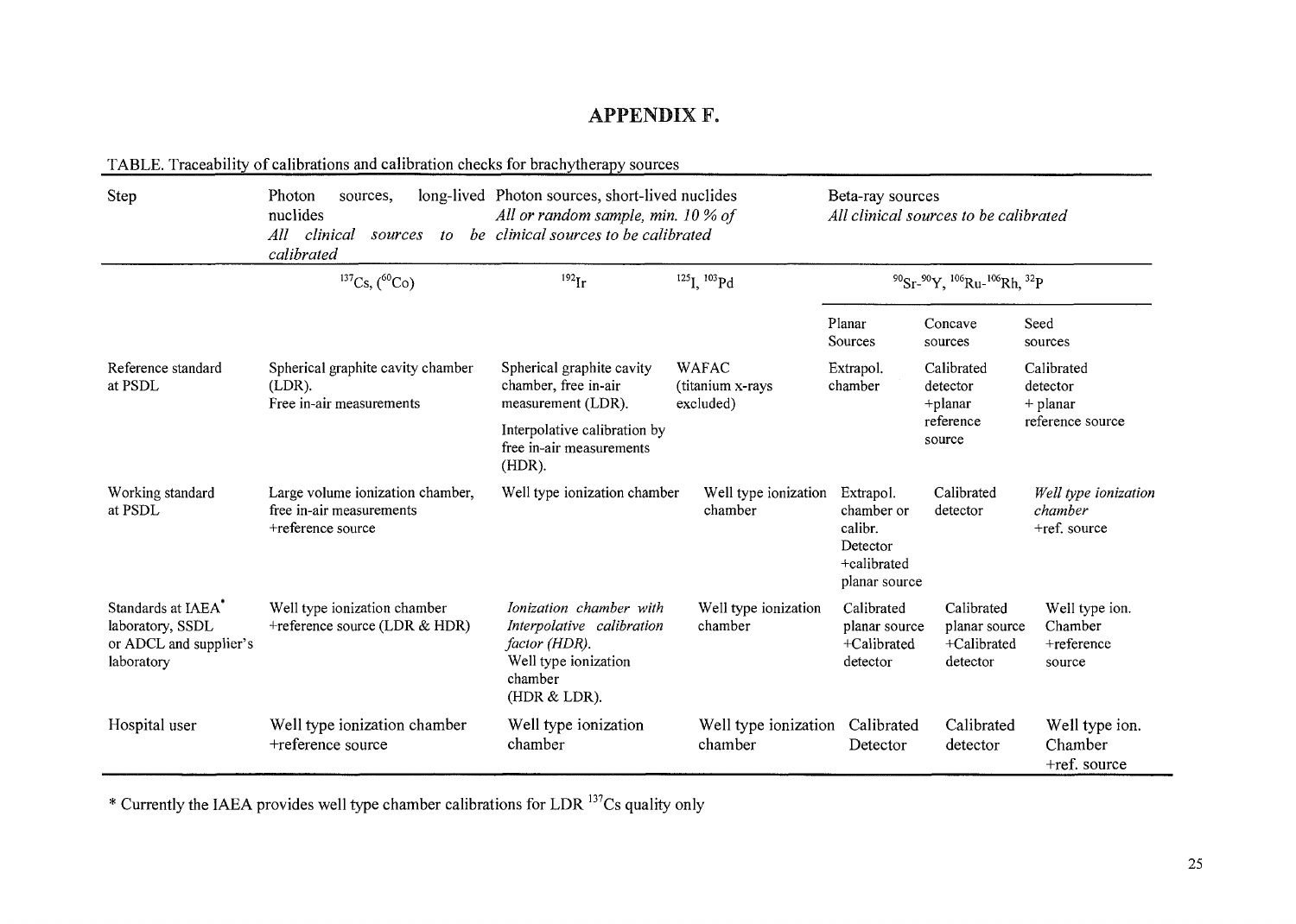# APPENDIX F.

TABLE. Traceability of calibrations and calibration checks for brachytherapy sources

| Step | Photon sources, long-lived nuclides *All clinical sources to be calibrated* | Photon sources, short-lived nuclides *All or random sample, min. 10 % of clinical sources to be calibrated* | | Beta-ray sources *All clinical sources to be calibrated* | | |
|---|---|---|---|---|---|---|
| | $^{137}Cs$, ($^{60}Co$) | $^{192}Ir$ | $^{125}I$, $^{103}Pd$ | $^{90}Sr$-$^{90}Y$, $^{106}Ru$-$^{106}Rh$, $^{32}P$ | | |
| | | | | Planar Sources | Concave sources | Seed sources |
| Reference standard at PSDL | Spherical graphite cavity chamber (LDR). Free in-air measurements | Spherical graphite cavity chamber, free in-air measurement (LDR). Interpolative calibration by free in-air measurements (HDR). | WAFAC (titanium x-rays excluded) | Extrapol. chamber | Calibrated detector +planar reference source | Calibrated detector + planar reference source |
| Working standard at PSDL | Large volume ionization chamber, free in-air measurements +reference source | Well type ionization chamber | Well type ionization chamber | Extrapol. chamber or calibr. Detector +calibrated planar source | Calibrated detector | *Well type ionization chamber* +ref. source |
| Standards at IAEA* laboratory, SSDL or ADCL and supplier's laboratory | Well type ionization chamber +reference source (LDR & HDR) | *Ionization chamber with Interpolative calibration factor (HDR).* Well type ionization chamber (HDR & LDR). | Well type ionization chamber | Calibrated planar source +Calibrated detector | Calibrated planar source +Calibrated detector | Well type ion. Chamber +reference source |
| Hospital user | Well type ionization chamber +reference source | Well type ionization chamber | Well type ionization chamber | Calibrated Detector | Calibrated detector | Well type ion. Chamber +ref. source |

\* Currently the IAEA provides well type chamber calibrations for LDR $^{137}Cs$ quality only